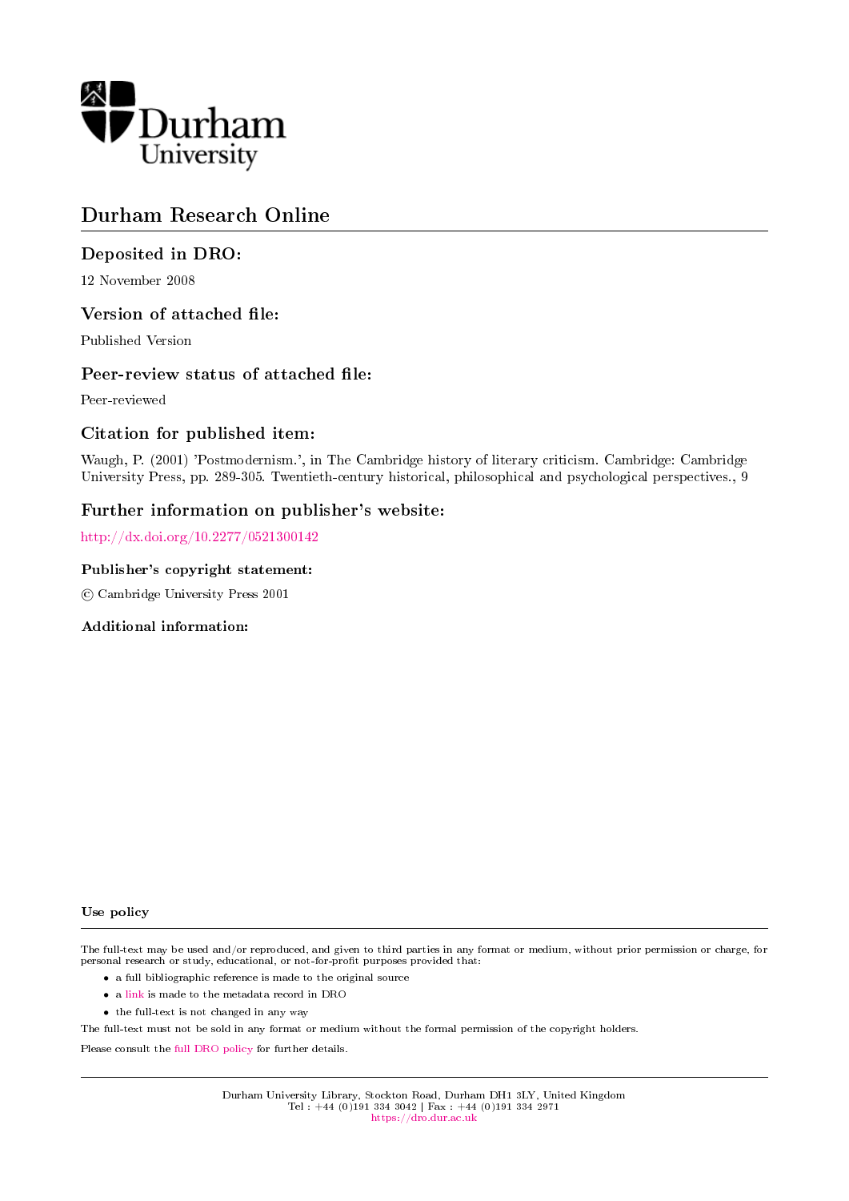# Durham Research Online

## Deposited in DRO:

12 November 2008

## Version of attached file:

Published Version

## Peer-review status of attached file:

Peer-reviewed

## Citation for published item:

Waugh, P. (2001) 'Postmodernism.', in The Cambridge history of literary criticism. Cambridge: Cambridge University Press, pp. 289-305. Twentieth-century historical, philosophical and psychological perspectives., 9

## Further information on publisher's website:

http://dx.doi.org/10.2277/0521300142

### Publisher's copyright statement:

© Cambridge University Press 2001

### Additional information:

### Use policy

The full-text may be used and/or reproduced, and given to third parties in any format or medium, without prior permission or charge, for personal research or study, educational, or not-for-profit purposes provided that:

- a full bibliographic reference is made to the original source
- a link is made to the metadata record in DRO
- the full-text is not changed in any way

The full-text must not be sold in any format or medium without the formal permission of the copyright holders.

Please consult the full DRO policy for further details.

Durham University Library, Stockton Road, Durham DH1 3LY, United Kingdom
Tel : +44 (0)191 334 3042 | Fax : +44 (0)191 334 2971
https://dro.dur.ac.uk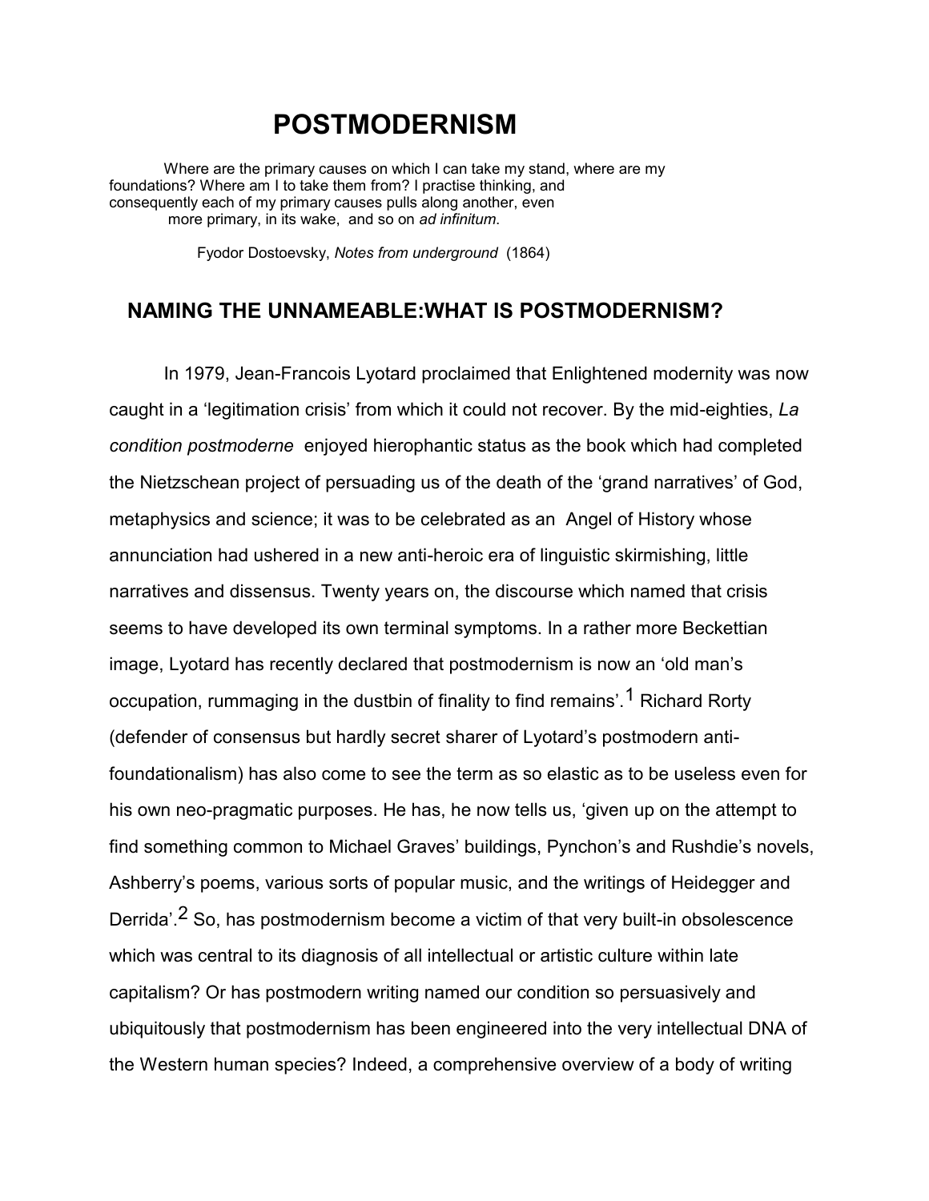# POSTMODERNISM

> Where are the primary causes on which I can take my stand, where are my foundations? Where am I to take them from? I practise thinking, and consequently each of my primary causes pulls along another, even more primary, in its wake, and so on *ad infinitum*.
>
> Fyodor Dostoevsky, *Notes from underground* (1864)

## NAMING THE UNNAMEABLE:WHAT IS POSTMODERNISM?

In 1979, Jean-Francois Lyotard proclaimed that Enlightened modernity was now caught in a 'legitimation crisis' from which it could not recover. By the mid-eighties, *La condition postmoderne* enjoyed hierophantic status as the book which had completed the Nietzschean project of persuading us of the death of the 'grand narratives' of God, metaphysics and science; it was to be celebrated as an Angel of History whose annunciation had ushered in a new anti-heroic era of linguistic skirmishing, little narratives and dissensus. Twenty years on, the discourse which named that crisis seems to have developed its own terminal symptoms. In a rather more Beckettian image, Lyotard has recently declared that postmodernism is now an 'old man's occupation, rummaging in the dustbin of finality to find remains'.[1] Richard Rorty (defender of consensus but hardly secret sharer of Lyotard's postmodern anti-foundationalism) has also come to see the term as so elastic as to be useless even for his own neo-pragmatic purposes. He has, he now tells us, 'given up on the attempt to find something common to Michael Graves' buildings, Pynchon's and Rushdie's novels, Ashberry's poems, various sorts of popular music, and the writings of Heidegger and Derrida'.[2] So, has postmodernism become a victim of that very built-in obsolescence which was central to its diagnosis of all intellectual or artistic culture within late capitalism? Or has postmodern writing named our condition so persuasively and ubiquitously that postmodernism has been engineered into the very intellectual DNA of the Western human species? Indeed, a comprehensive overview of a body of writing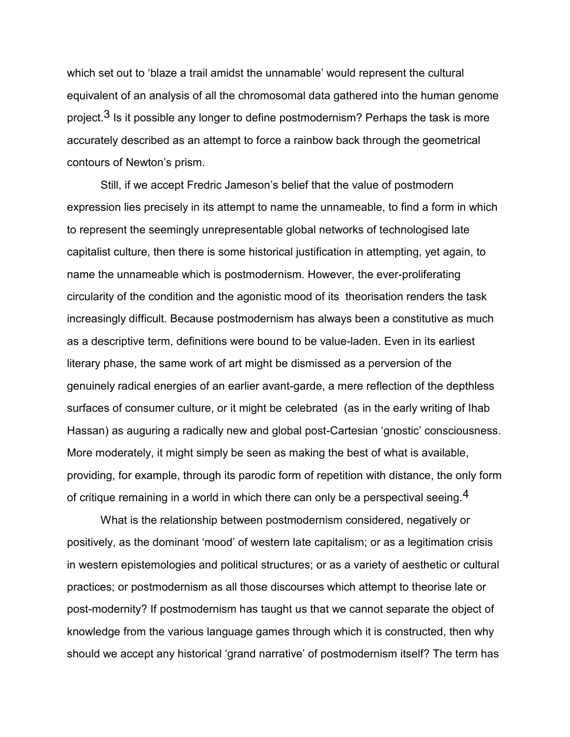which set out to 'blaze a trail amidst the unnamable' would represent the cultural equivalent of an analysis of all the chromosomal data gathered into the human genome project.[3] Is it possible any longer to define postmodernism? Perhaps the task is more accurately described as an attempt to force a rainbow back through the geometrical contours of Newton's prism.

Still, if we accept Fredric Jameson's belief that the value of postmodern expression lies precisely in its attempt to name the unnameable, to find a form in which to represent the seemingly unrepresentable global networks of technologised late capitalist culture, then there is some historical justification in attempting, yet again, to name the unnameable which is postmodernism. However, the ever-proliferating circularity of the condition and the agonistic mood of its theorisation renders the task increasingly difficult. Because postmodernism has always been a constitutive as much as a descriptive term, definitions were bound to be value-laden. Even in its earliest literary phase, the same work of art might be dismissed as a perversion of the genuinely radical energies of an earlier avant-garde, a mere reflection of the depthless surfaces of consumer culture, or it might be celebrated (as in the early writing of Ihab Hassan) as auguring a radically new and global post-Cartesian 'gnostic' consciousness. More moderately, it might simply be seen as making the best of what is available, providing, for example, through its parodic form of repetition with distance, the only form of critique remaining in a world in which there can only be a perspectival seeing.[4]

What is the relationship between postmodernism considered, negatively or positively, as the dominant 'mood' of western late capitalism; or as a legitimation crisis in western epistemologies and political structures; or as a variety of aesthetic or cultural practices; or postmodernism as all those discourses which attempt to theorise late or post-modernity? If postmodernism has taught us that we cannot separate the object of knowledge from the various language games through which it is constructed, then why should we accept any historical 'grand narrative' of postmodernism itself? The term has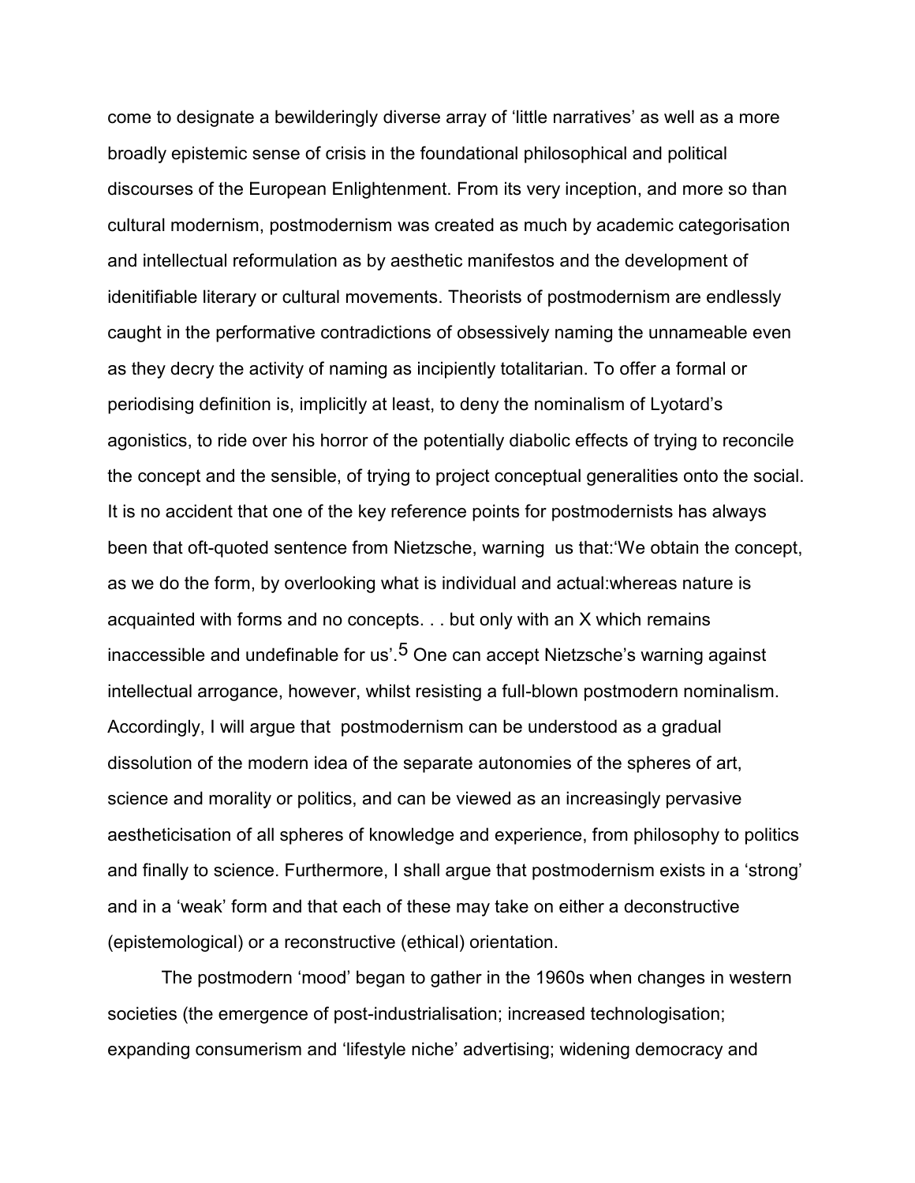come to designate a bewilderingly diverse array of 'little narratives' as well as a more broadly epistemic sense of crisis in the foundational philosophical and political discourses of the European Enlightenment. From its very inception, and more so than cultural modernism, postmodernism was created as much by academic categorisation and intellectual reformulation as by aesthetic manifestos and the development of idenitifiable literary or cultural movements. Theorists of postmodernism are endlessly caught in the performative contradictions of obsessively naming the unnameable even as they decry the activity of naming as incipiently totalitarian. To offer a formal or periodising definition is, implicitly at least, to deny the nominalism of Lyotard's agonistics, to ride over his horror of the potentially diabolic effects of trying to reconcile the concept and the sensible, of trying to project conceptual generalities onto the social. It is no accident that one of the key reference points for postmodernists has always been that oft-quoted sentence from Nietzsche, warning us that:'We obtain the concept, as we do the form, by overlooking what is individual and actual:whereas nature is acquainted with forms and no concepts. . . but only with an X which remains inaccessible and undefinable for us'.[5] One can accept Nietzsche's warning against intellectual arrogance, however, whilst resisting a full-blown postmodern nominalism. Accordingly, I will argue that postmodernism can be understood as a gradual dissolution of the modern idea of the separate autonomies of the spheres of art, science and morality or politics, and can be viewed as an increasingly pervasive aestheticisation of all spheres of knowledge and experience, from philosophy to politics and finally to science. Furthermore, I shall argue that postmodernism exists in a 'strong' and in a 'weak' form and that each of these may take on either a deconstructive (epistemological) or a reconstructive (ethical) orientation.

The postmodern 'mood' began to gather in the 1960s when changes in western societies (the emergence of post-industrialisation; increased technologisation; expanding consumerism and 'lifestyle niche' advertising; widening democracy and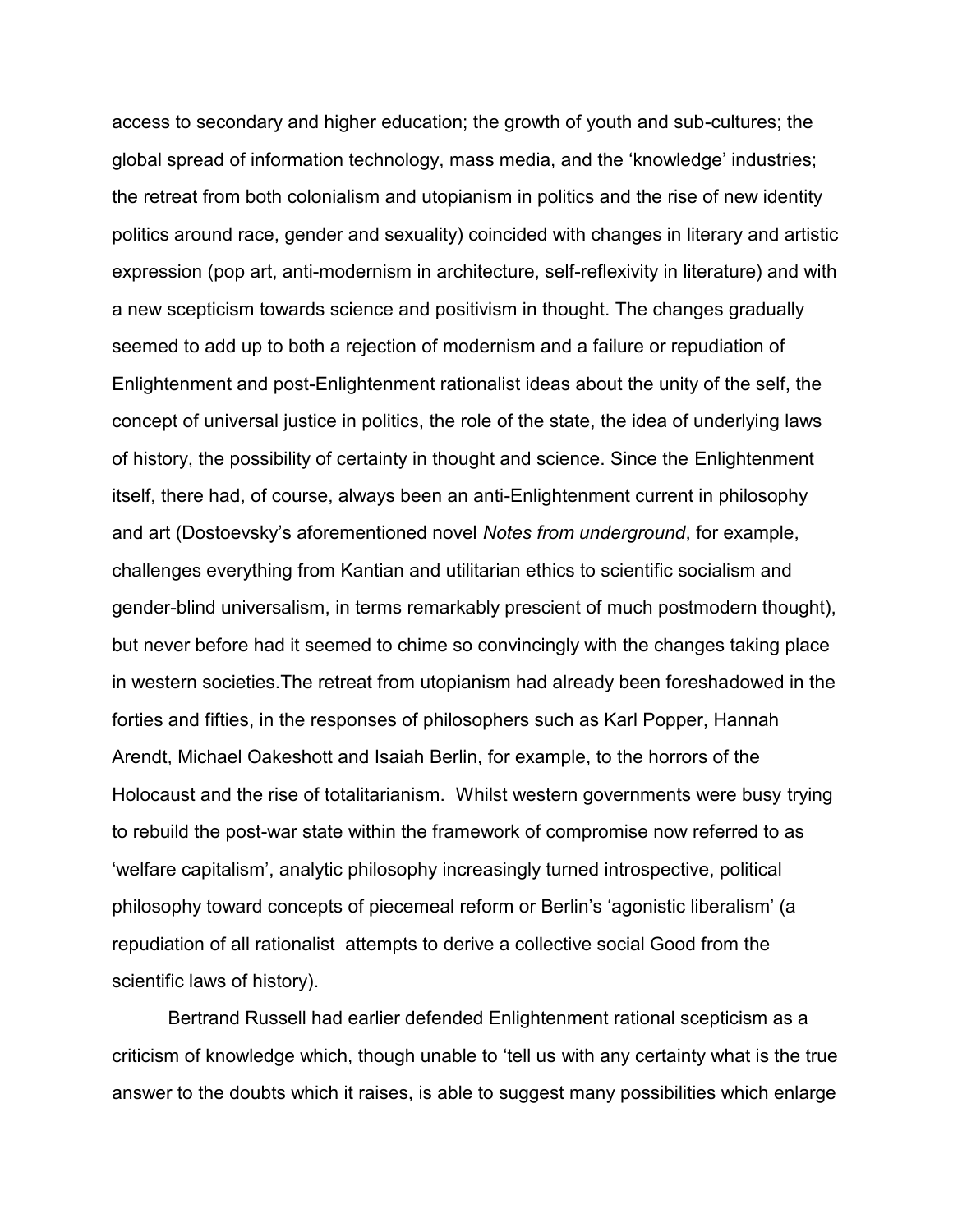access to secondary and higher education; the growth of youth and sub-cultures; the global spread of information technology, mass media, and the 'knowledge' industries; the retreat from both colonialism and utopianism in politics and the rise of new identity politics around race, gender and sexuality) coincided with changes in literary and artistic expression (pop art, anti-modernism in architecture, self-reflexivity in literature) and with a new scepticism towards science and positivism in thought. The changes gradually seemed to add up to both a rejection of modernism and a failure or repudiation of Enlightenment and post-Enlightenment rationalist ideas about the unity of the self, the concept of universal justice in politics, the role of the state, the idea of underlying laws of history, the possibility of certainty in thought and science. Since the Enlightenment itself, there had, of course, always been an anti-Enlightenment current in philosophy and art (Dostoevsky's aforementioned novel *Notes from underground*, for example, challenges everything from Kantian and utilitarian ethics to scientific socialism and gender-blind universalism, in terms remarkably prescient of much postmodern thought), but never before had it seemed to chime so convincingly with the changes taking place in western societies.The retreat from utopianism had already been foreshadowed in the forties and fifties, in the responses of philosophers such as Karl Popper, Hannah Arendt, Michael Oakeshott and Isaiah Berlin, for example, to the horrors of the Holocaust and the rise of totalitarianism. Whilst western governments were busy trying to rebuild the post-war state within the framework of compromise now referred to as 'welfare capitalism', analytic philosophy increasingly turned introspective, political philosophy toward concepts of piecemeal reform or Berlin's 'agonistic liberalism' (a repudiation of all rationalist attempts to derive a collective social Good from the scientific laws of history).

Bertrand Russell had earlier defended Enlightenment rational scepticism as a criticism of knowledge which, though unable to 'tell us with any certainty what is the true answer to the doubts which it raises, is able to suggest many possibilities which enlarge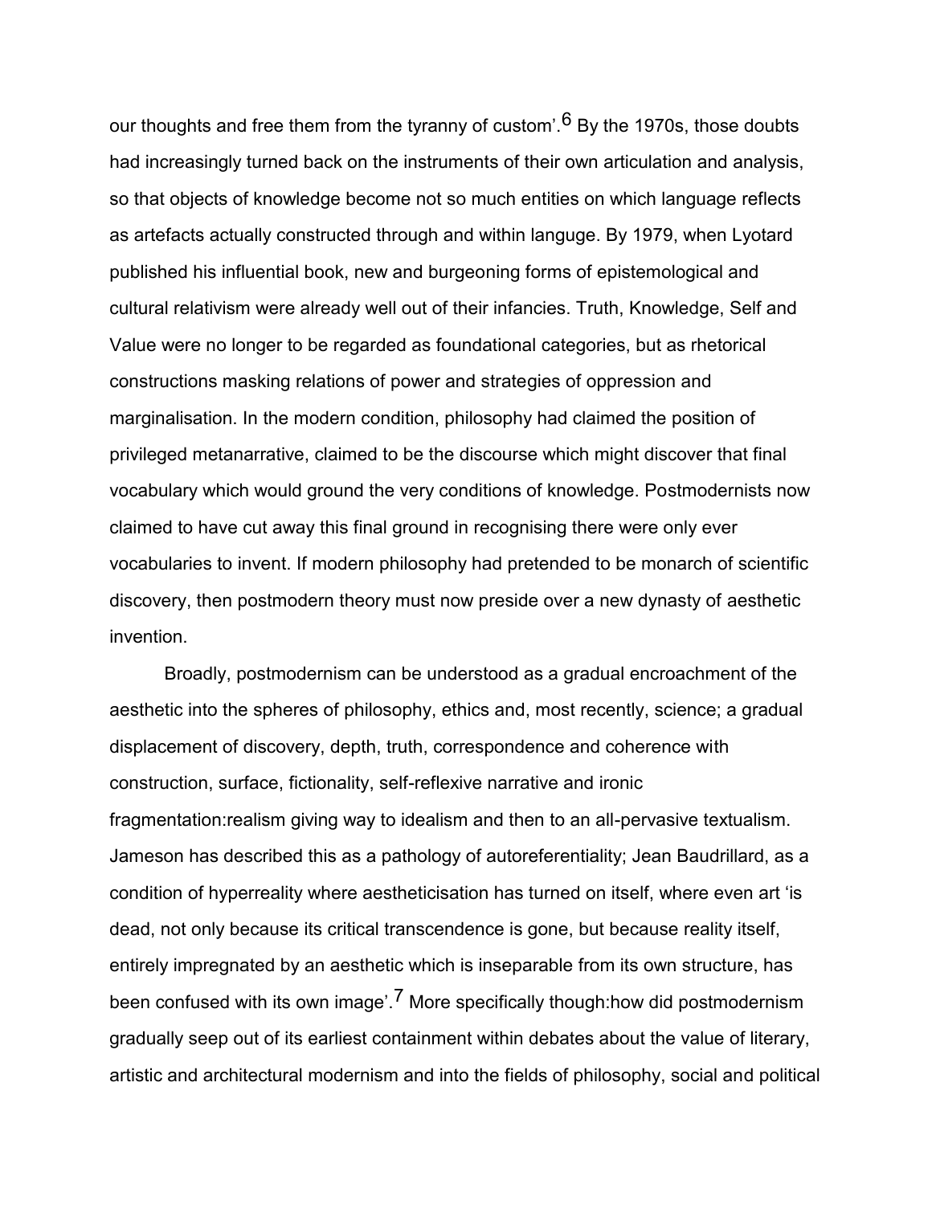our thoughts and free them from the tyranny of custom'.[6] By the 1970s, those doubts had increasingly turned back on the instruments of their own articulation and analysis, so that objects of knowledge become not so much entities on which language reflects as artefacts actually constructed through and within languge. By 1979, when Lyotard published his influential book, new and burgeoning forms of epistemological and cultural relativism were already well out of their infancies. Truth, Knowledge, Self and Value were no longer to be regarded as foundational categories, but as rhetorical constructions masking relations of power and strategies of oppression and marginalisation. In the modern condition, philosophy had claimed the position of privileged metanarrative, claimed to be the discourse which might discover that final vocabulary which would ground the very conditions of knowledge. Postmodernists now claimed to have cut away this final ground in recognising there were only ever vocabularies to invent. If modern philosophy had pretended to be monarch of scientific discovery, then postmodern theory must now preside over a new dynasty of aesthetic invention.

Broadly, postmodernism can be understood as a gradual encroachment of the aesthetic into the spheres of philosophy, ethics and, most recently, science; a gradual displacement of discovery, depth, truth, correspondence and coherence with construction, surface, fictionality, self-reflexive narrative and ironic fragmentation:realism giving way to idealism and then to an all-pervasive textualism. Jameson has described this as a pathology of autoreferentiality; Jean Baudrillard, as a condition of hyperreality where aestheticisation has turned on itself, where even art 'is dead, not only because its critical transcendence is gone, but because reality itself, entirely impregnated by an aesthetic which is inseparable from its own structure, has been confused with its own image'.[7] More specifically though:how did postmodernism gradually seep out of its earliest containment within debates about the value of literary, artistic and architectural modernism and into the fields of philosophy, social and political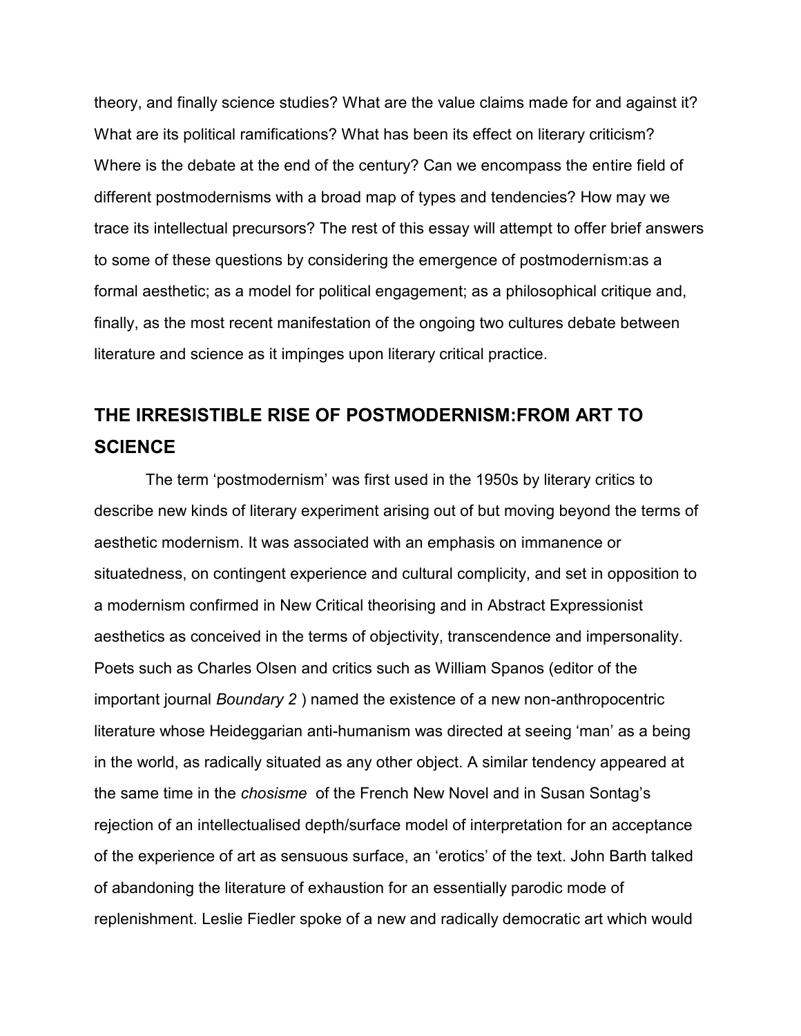theory, and finally science studies? What are the value claims made for and against it? What are its political ramifications? What has been its effect on literary criticism? Where is the debate at the end of the century? Can we encompass the entire field of different postmodernisms with a broad map of types and tendencies? How may we trace its intellectual precursors? The rest of this essay will attempt to offer brief answers to some of these questions by considering the emergence of postmodernism:as a formal aesthetic; as a model for political engagement; as a philosophical critique and, finally, as the most recent manifestation of the ongoing two cultures debate between literature and science as it impinges upon literary critical practice.

## THE IRRESISTIBLE RISE OF POSTMODERNISM:FROM ART TO SCIENCE

The term 'postmodernism' was first used in the 1950s by literary critics to describe new kinds of literary experiment arising out of but moving beyond the terms of aesthetic modernism. It was associated with an emphasis on immanence or situatedness, on contingent experience and cultural complicity, and set in opposition to a modernism confirmed in New Critical theorising and in Abstract Expressionist aesthetics as conceived in the terms of objectivity, transcendence and impersonality. Poets such as Charles Olsen and critics such as William Spanos (editor of the important journal *Boundary 2* ) named the existence of a new non-anthropocentric literature whose Heideggarian anti-humanism was directed at seeing 'man' as a being in the world, as radically situated as any other object. A similar tendency appeared at the same time in the *chosisme* of the French New Novel and in Susan Sontag's rejection of an intellectualised depth/surface model of interpretation for an acceptance of the experience of art as sensuous surface, an 'erotics' of the text. John Barth talked of abandoning the literature of exhaustion for an essentially parodic mode of replenishment. Leslie Fiedler spoke of a new and radically democratic art which would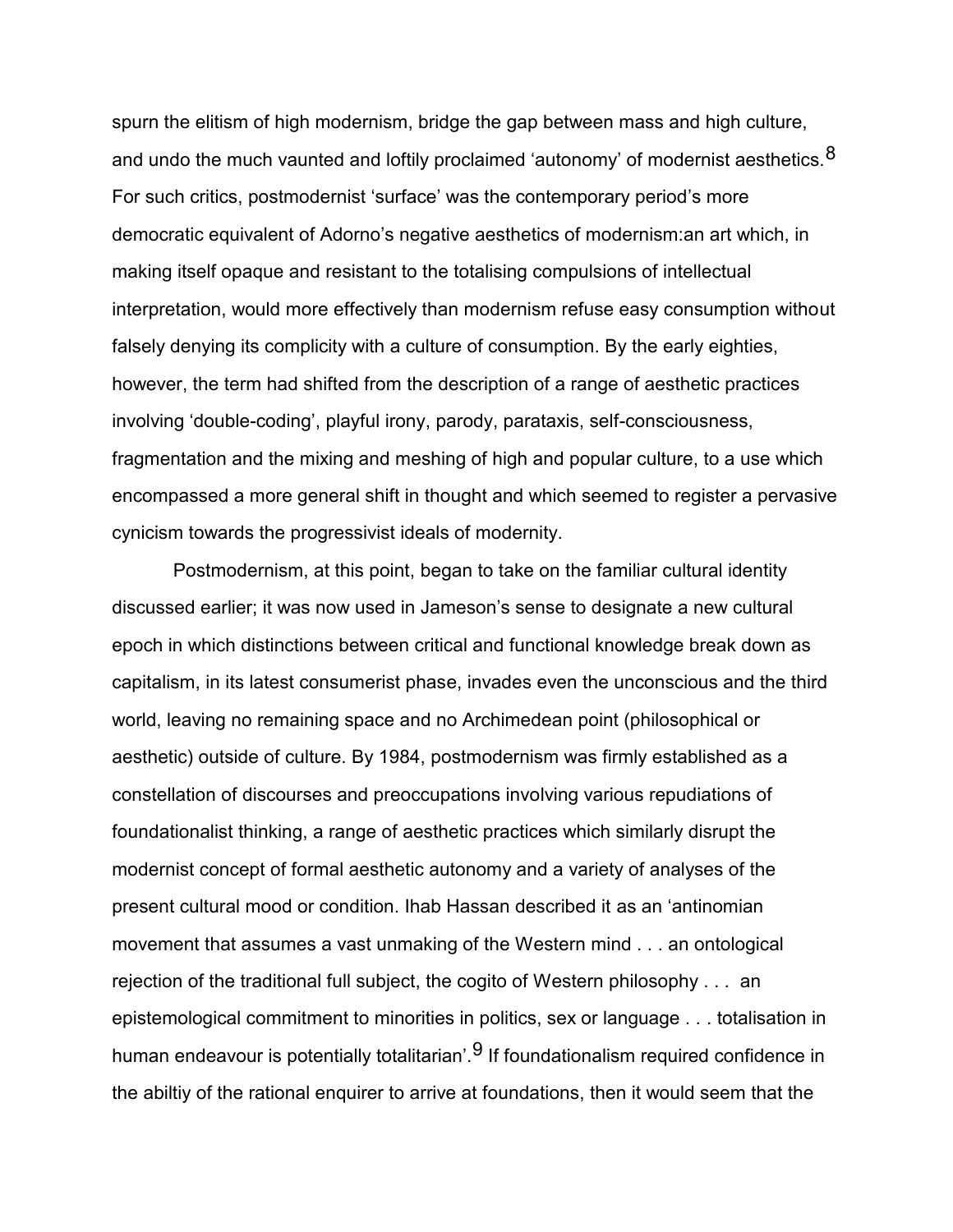spurn the elitism of high modernism, bridge the gap between mass and high culture, and undo the much vaunted and loftily proclaimed 'autonomy' of modernist aesthetics.[8] For such critics, postmodernist 'surface' was the contemporary period's more democratic equivalent of Adorno's negative aesthetics of modernism:an art which, in making itself opaque and resistant to the totalising compulsions of intellectual interpretation, would more effectively than modernism refuse easy consumption without falsely denying its complicity with a culture of consumption. By the early eighties, however, the term had shifted from the description of a range of aesthetic practices involving 'double-coding', playful irony, parody, parataxis, self-consciousness, fragmentation and the mixing and meshing of high and popular culture, to a use which encompassed a more general shift in thought and which seemed to register a pervasive cynicism towards the progressivist ideals of modernity.

Postmodernism, at this point, began to take on the familiar cultural identity discussed earlier; it was now used in Jameson's sense to designate a new cultural epoch in which distinctions between critical and functional knowledge break down as capitalism, in its latest consumerist phase, invades even the unconscious and the third world, leaving no remaining space and no Archimedean point (philosophical or aesthetic) outside of culture. By 1984, postmodernism was firmly established as a constellation of discourses and preoccupations involving various repudiations of foundationalist thinking, a range of aesthetic practices which similarly disrupt the modernist concept of formal aesthetic autonomy and a variety of analyses of the present cultural mood or condition. Ihab Hassan described it as an 'antinomian movement that assumes a vast unmaking of the Western mind . . . an ontological rejection of the traditional full subject, the cogito of Western philosophy . . . an epistemological commitment to minorities in politics, sex or language . . . totalisation in human endeavour is potentially totalitarian'.[9] If foundationalism required confidence in the abiltiy of the rational enquirer to arrive at foundations, then it would seem that the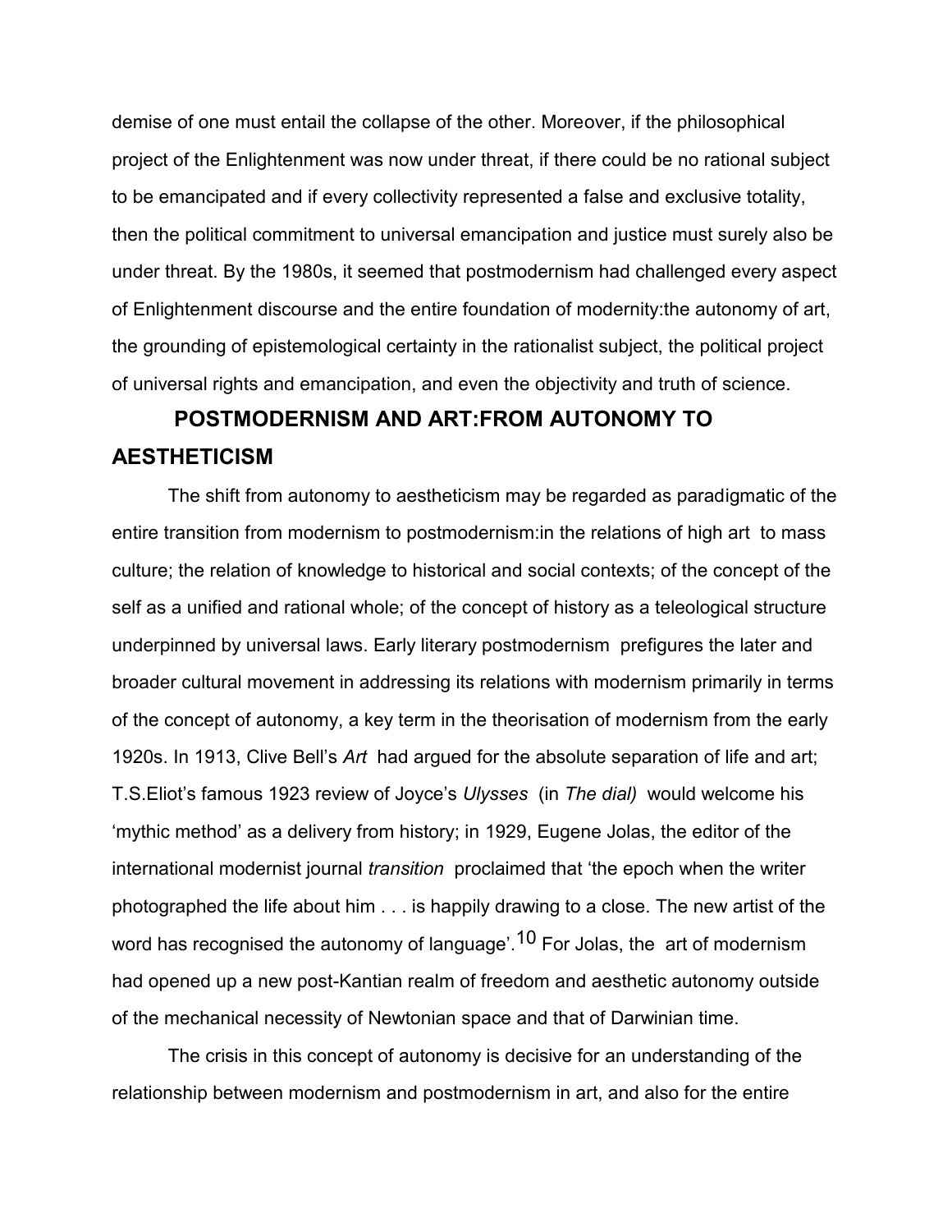demise of one must entail the collapse of the other. Moreover, if the philosophical project of the Enlightenment was now under threat, if there could be no rational subject to be emancipated and if every collectivity represented a false and exclusive totality, then the political commitment to universal emancipation and justice must surely also be under threat. By the 1980s, it seemed that postmodernism had challenged every aspect of Enlightenment discourse and the entire foundation of modernity:the autonomy of art, the grounding of epistemological certainty in the rationalist subject, the political project of universal rights and emancipation, and even the objectivity and truth of science.

## POSTMODERNISM AND ART:FROM AUTONOMY TO AESTHETICISM

The shift from autonomy to aestheticism may be regarded as paradigmatic of the entire transition from modernism to postmodernism:in the relations of high art to mass culture; the relation of knowledge to historical and social contexts; of the concept of the self as a unified and rational whole; of the concept of history as a teleological structure underpinned by universal laws. Early literary postmodernism prefigures the later and broader cultural movement in addressing its relations with modernism primarily in terms of the concept of autonomy, a key term in the theorisation of modernism from the early 1920s. In 1913, Clive Bell's *Art* had argued for the absolute separation of life and art; T.S.Eliot's famous 1923 review of Joyce's *Ulysses* (in *The dial)* would welcome his 'mythic method' as a delivery from history; in 1929, Eugene Jolas, the editor of the international modernist journal *transition* proclaimed that 'the epoch when the writer photographed the life about him . . . is happily drawing to a close. The new artist of the word has recognised the autonomy of language'.[10] For Jolas, the art of modernism had opened up a new post-Kantian realm of freedom and aesthetic autonomy outside of the mechanical necessity of Newtonian space and that of Darwinian time.

The crisis in this concept of autonomy is decisive for an understanding of the relationship between modernism and postmodernism in art, and also for the entire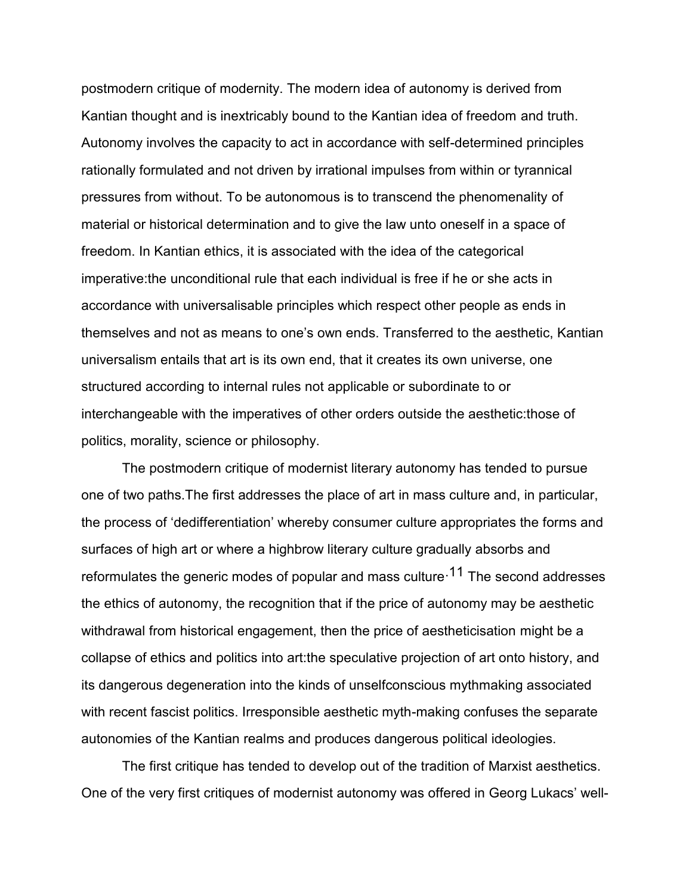postmodern critique of modernity. The modern idea of autonomy is derived from Kantian thought and is inextricably bound to the Kantian idea of freedom and truth. Autonomy involves the capacity to act in accordance with self-determined principles rationally formulated and not driven by irrational impulses from within or tyrannical pressures from without. To be autonomous is to transcend the phenomenality of material or historical determination and to give the law unto oneself in a space of freedom. In Kantian ethics, it is associated with the idea of the categorical imperative:the unconditional rule that each individual is free if he or she acts in accordance with universalisable principles which respect other people as ends in themselves and not as means to one's own ends. Transferred to the aesthetic, Kantian universalism entails that art is its own end, that it creates its own universe, one structured according to internal rules not applicable or subordinate to or interchangeable with the imperatives of other orders outside the aesthetic:those of politics, morality, science or philosophy.

The postmodern critique of modernist literary autonomy has tended to pursue one of two paths.The first addresses the place of art in mass culture and, in particular, the process of 'dedifferentiation' whereby consumer culture appropriates the forms and surfaces of high art or where a highbrow literary culture gradually absorbs and reformulates the generic modes of popular and mass culture.[11] The second addresses the ethics of autonomy, the recognition that if the price of autonomy may be aesthetic withdrawal from historical engagement, then the price of aestheticisation might be a collapse of ethics and politics into art:the speculative projection of art onto history, and its dangerous degeneration into the kinds of unselfconscious mythmaking associated with recent fascist politics. Irresponsible aesthetic myth-making confuses the separate autonomies of the Kantian realms and produces dangerous political ideologies.

The first critique has tended to develop out of the tradition of Marxist aesthetics. One of the very first critiques of modernist autonomy was offered in Georg Lukacs' well-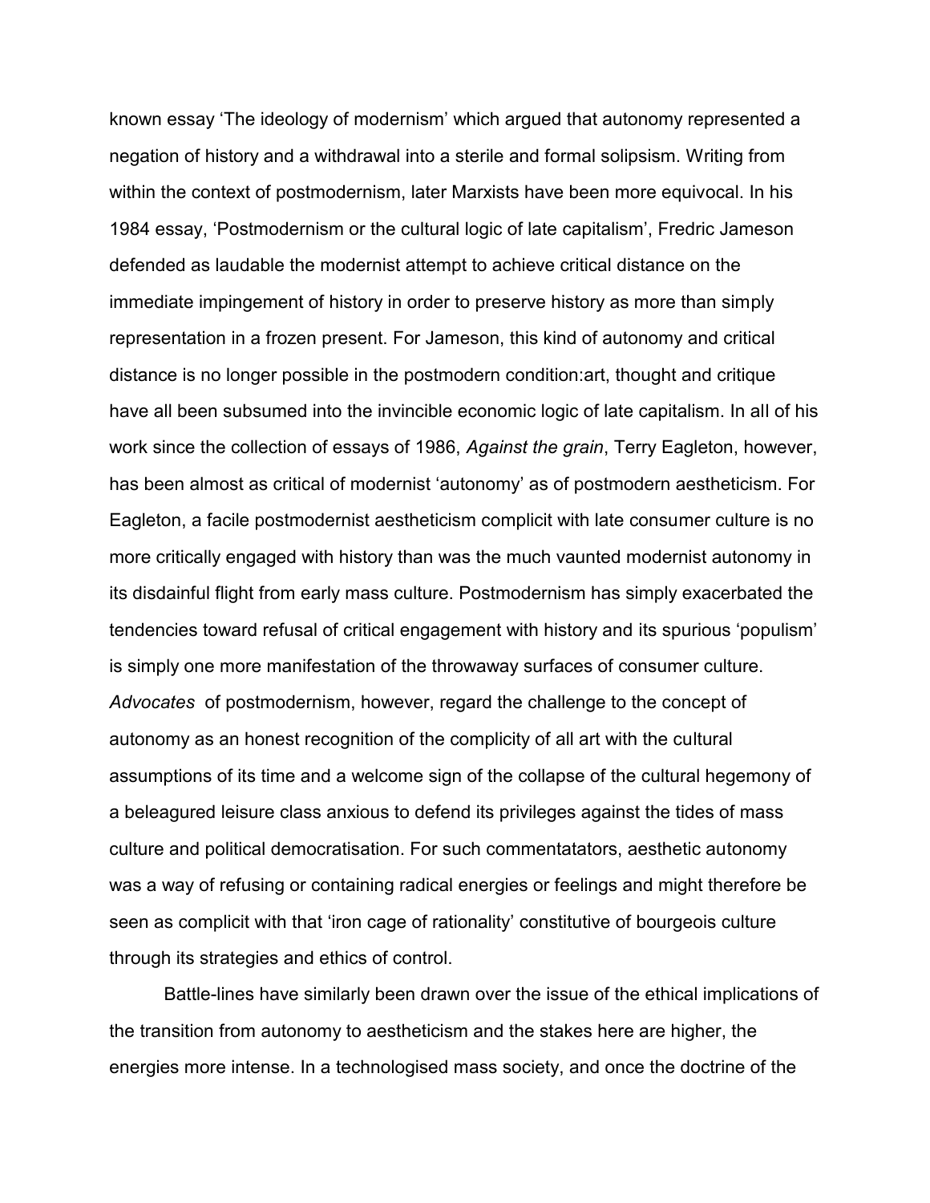known essay 'The ideology of modernism' which argued that autonomy represented a negation of history and a withdrawal into a sterile and formal solipsism. Writing from within the context of postmodernism, later Marxists have been more equivocal. In his 1984 essay, 'Postmodernism or the cultural logic of late capitalism', Fredric Jameson defended as laudable the modernist attempt to achieve critical distance on the immediate impingement of history in order to preserve history as more than simply representation in a frozen present. For Jameson, this kind of autonomy and critical distance is no longer possible in the postmodern condition:art, thought and critique have all been subsumed into the invincible economic logic of late capitalism. In all of his work since the collection of essays of 1986, *Against the grain*, Terry Eagleton, however, has been almost as critical of modernist 'autonomy' as of postmodern aestheticism. For Eagleton, a facile postmodernist aestheticism complicit with late consumer culture is no more critically engaged with history than was the much vaunted modernist autonomy in its disdainful flight from early mass culture. Postmodernism has simply exacerbated the tendencies toward refusal of critical engagement with history and its spurious 'populism' is simply one more manifestation of the throwaway surfaces of consumer culture. *Advocates* of postmodernism, however, regard the challenge to the concept of autonomy as an honest recognition of the complicity of all art with the cultural assumptions of its time and a welcome sign of the collapse of the cultural hegemony of a beleagured leisure class anxious to defend its privileges against the tides of mass culture and political democratisation. For such commentatators, aesthetic autonomy was a way of refusing or containing radical energies or feelings and might therefore be seen as complicit with that 'iron cage of rationality' constitutive of bourgeois culture through its strategies and ethics of control.

Battle-lines have similarly been drawn over the issue of the ethical implications of the transition from autonomy to aestheticism and the stakes here are higher, the energies more intense. In a technologised mass society, and once the doctrine of the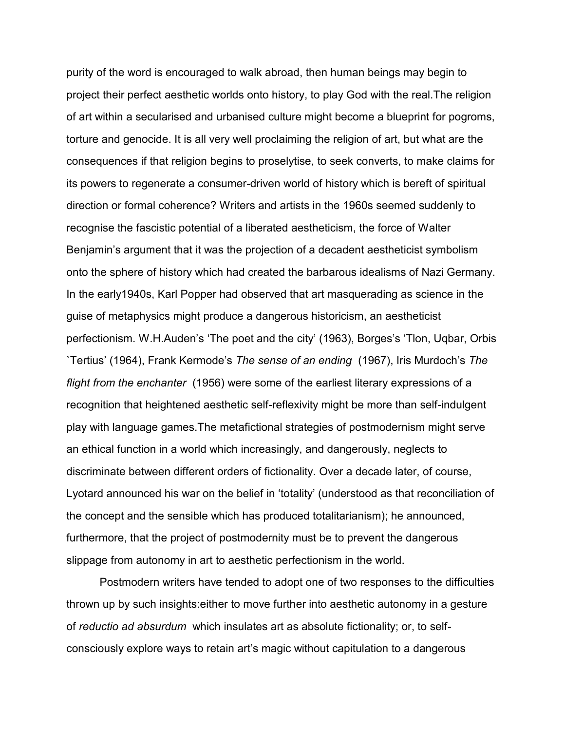purity of the word is encouraged to walk abroad, then human beings may begin to project their perfect aesthetic worlds onto history, to play God with the real.The religion of art within a secularised and urbanised culture might become a blueprint for pogroms, torture and genocide. It is all very well proclaiming the religion of art, but what are the consequences if that religion begins to proselytise, to seek converts, to make claims for its powers to regenerate a consumer-driven world of history which is bereft of spiritual direction or formal coherence? Writers and artists in the 1960s seemed suddenly to recognise the fascistic potential of a liberated aestheticism, the force of Walter Benjamin's argument that it was the projection of a decadent aestheticist symbolism onto the sphere of history which had created the barbarous idealisms of Nazi Germany. In the early1940s, Karl Popper had observed that art masquerading as science in the guise of metaphysics might produce a dangerous historicism, an aestheticist perfectionism. W.H.Auden's 'The poet and the city' (1963), Borges's 'Tlon, Uqbar, Orbis `Tertius' (1964), Frank Kermode's *The sense of an ending* (1967), Iris Murdoch's *The flight from the enchanter* (1956) were some of the earliest literary expressions of a recognition that heightened aesthetic self-reflexivity might be more than self-indulgent play with language games.The metafictional strategies of postmodernism might serve an ethical function in a world which increasingly, and dangerously, neglects to discriminate between different orders of fictionality. Over a decade later, of course, Lyotard announced his war on the belief in 'totality' (understood as that reconciliation of the concept and the sensible which has produced totalitarianism); he announced, furthermore, that the project of postmodernity must be to prevent the dangerous slippage from autonomy in art to aesthetic perfectionism in the world.

Postmodern writers have tended to adopt one of two responses to the difficulties thrown up by such insights:either to move further into aesthetic autonomy in a gesture of *reductio ad absurdum* which insulates art as absolute fictionality; or, to self-consciously explore ways to retain art's magic without capitulation to a dangerous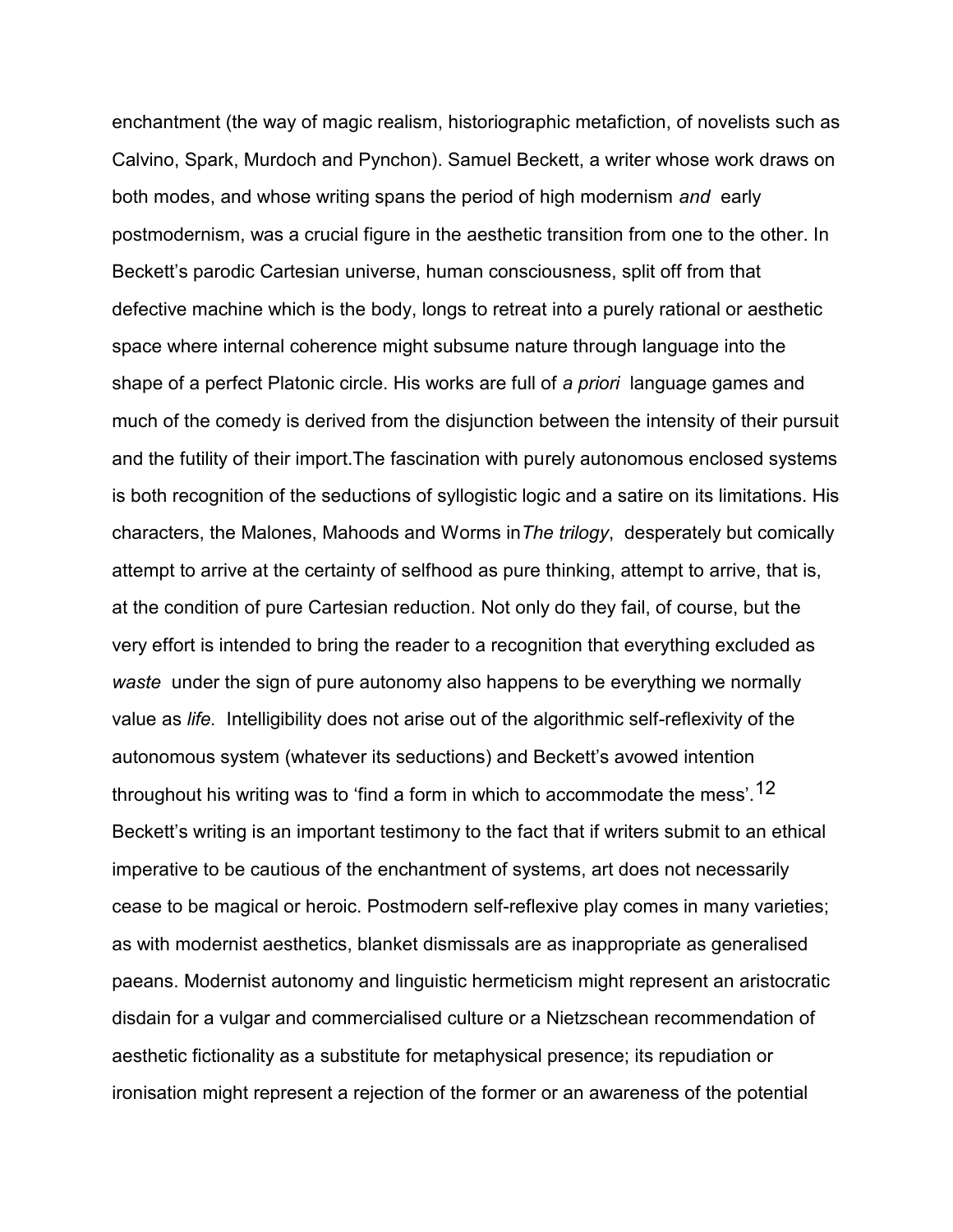enchantment (the way of magic realism, historiographic metafiction, of novelists such as Calvino, Spark, Murdoch and Pynchon). Samuel Beckett, a writer whose work draws on both modes, and whose writing spans the period of high modernism *and* early postmodernism, was a crucial figure in the aesthetic transition from one to the other. In Beckett's parodic Cartesian universe, human consciousness, split off from that defective machine which is the body, longs to retreat into a purely rational or aesthetic space where internal coherence might subsume nature through language into the shape of a perfect Platonic circle. His works are full of *a priori* language games and much of the comedy is derived from the disjunction between the intensity of their pursuit and the futility of their import.The fascination with purely autonomous enclosed systems is both recognition of the seductions of syllogistic logic and a satire on its limitations. His characters, the Malones, Mahoods and Worms in*The trilogy*, desperately but comically attempt to arrive at the certainty of selfhood as pure thinking, attempt to arrive, that is, at the condition of pure Cartesian reduction. Not only do they fail, of course, but the very effort is intended to bring the reader to a recognition that everything excluded as *waste* under the sign of pure autonomy also happens to be everything we normally value as *life.* Intelligibility does not arise out of the algorithmic self-reflexivity of the autonomous system (whatever its seductions) and Beckett's avowed intention throughout his writing was to 'find a form in which to accommodate the mess'.[12] Beckett's writing is an important testimony to the fact that if writers submit to an ethical imperative to be cautious of the enchantment of systems, art does not necessarily cease to be magical or heroic. Postmodern self-reflexive play comes in many varieties; as with modernist aesthetics, blanket dismissals are as inappropriate as generalised paeans. Modernist autonomy and linguistic hermeticism might represent an aristocratic disdain for a vulgar and commercialised culture or a Nietzschean recommendation of aesthetic fictionality as a substitute for metaphysical presence; its repudiation or ironisation might represent a rejection of the former or an awareness of the potential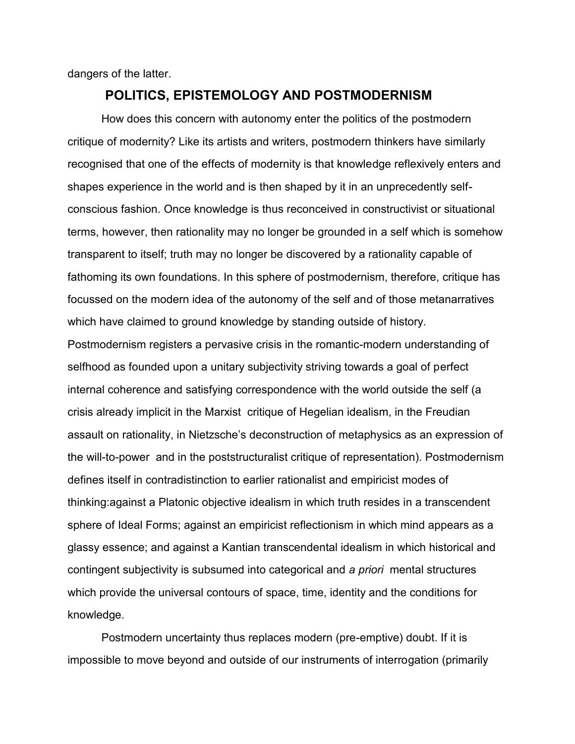dangers of the latter.

## POLITICS, EPISTEMOLOGY AND POSTMODERNISM

How does this concern with autonomy enter the politics of the postmodern critique of modernity? Like its artists and writers, postmodern thinkers have similarly recognised that one of the effects of modernity is that knowledge reflexively enters and shapes experience in the world and is then shaped by it in an unprecedently self-conscious fashion. Once knowledge is thus reconceived in constructivist or situational terms, however, then rationality may no longer be grounded in a self which is somehow transparent to itself; truth may no longer be discovered by a rationality capable of fathoming its own foundations. In this sphere of postmodernism, therefore, critique has focussed on the modern idea of the autonomy of the self and of those metanarratives which have claimed to ground knowledge by standing outside of history. Postmodernism registers a pervasive crisis in the romantic-modern understanding of selfhood as founded upon a unitary subjectivity striving towards a goal of perfect internal coherence and satisfying correspondence with the world outside the self (a crisis already implicit in the Marxist critique of Hegelian idealism, in the Freudian assault on rationality, in Nietzsche's deconstruction of metaphysics as an expression of the will-to-power and in the poststructuralist critique of representation). Postmodernism defines itself in contradistinction to earlier rationalist and empiricist modes of thinking:against a Platonic objective idealism in which truth resides in a transcendent sphere of Ideal Forms; against an empiricist reflectionism in which mind appears as a glassy essence; and against a Kantian transcendental idealism in which historical and contingent subjectivity is subsumed into categorical and *a priori* mental structures which provide the universal contours of space, time, identity and the conditions for knowledge.

Postmodern uncertainty thus replaces modern (pre-emptive) doubt. If it is impossible to move beyond and outside of our instruments of interrogation (primarily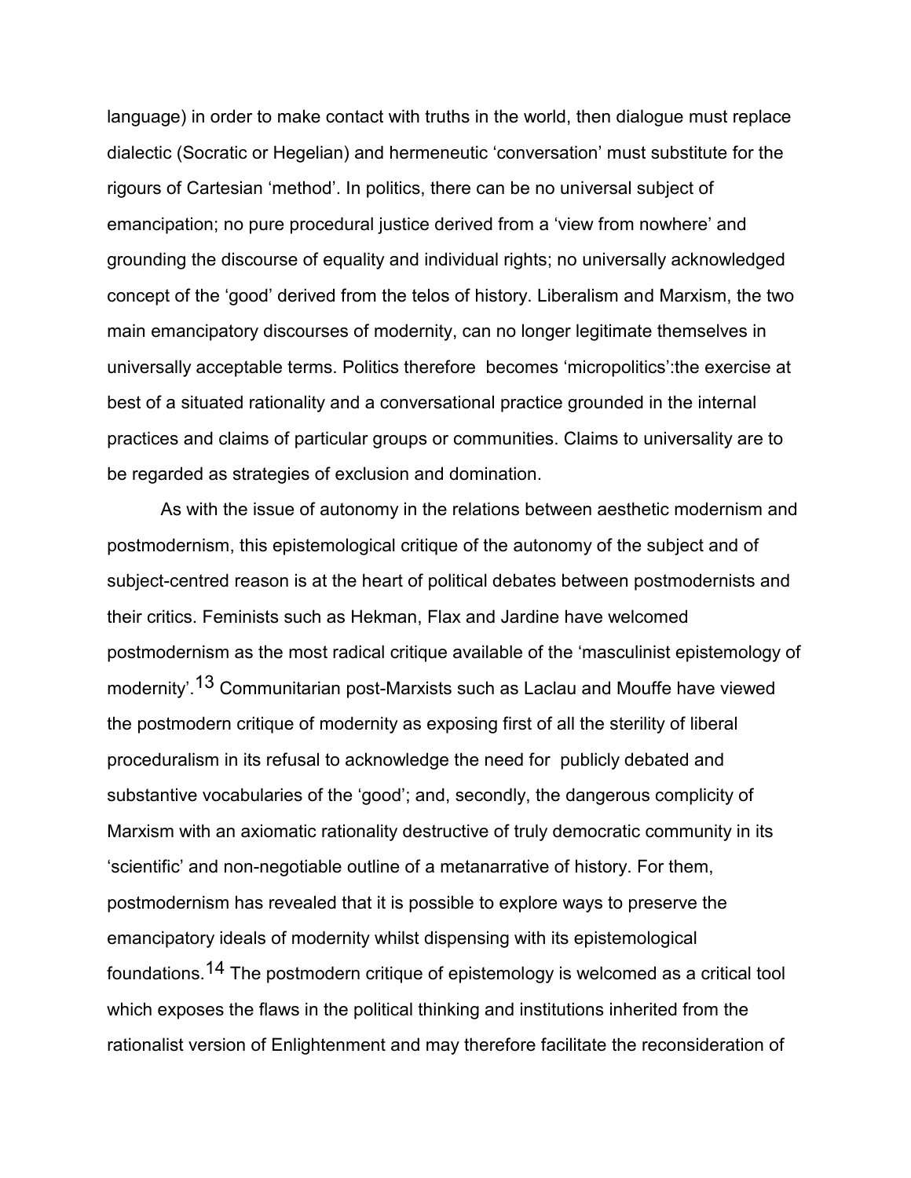language) in order to make contact with truths in the world, then dialogue must replace dialectic (Socratic or Hegelian) and hermeneutic 'conversation' must substitute for the rigours of Cartesian 'method'. In politics, there can be no universal subject of emancipation; no pure procedural justice derived from a 'view from nowhere' and grounding the discourse of equality and individual rights; no universally acknowledged concept of the 'good' derived from the telos of history. Liberalism and Marxism, the two main emancipatory discourses of modernity, can no longer legitimate themselves in universally acceptable terms. Politics therefore becomes 'micropolitics':the exercise at best of a situated rationality and a conversational practice grounded in the internal practices and claims of particular groups or communities. Claims to universality are to be regarded as strategies of exclusion and domination.

As with the issue of autonomy in the relations between aesthetic modernism and postmodernism, this epistemological critique of the autonomy of the subject and of subject-centred reason is at the heart of political debates between postmodernists and their critics. Feminists such as Hekman, Flax and Jardine have welcomed postmodernism as the most radical critique available of the 'masculinist epistemology of modernity'.[13] Communitarian post-Marxists such as Laclau and Mouffe have viewed the postmodern critique of modernity as exposing first of all the sterility of liberal proceduralism in its refusal to acknowledge the need for publicly debated and substantive vocabularies of the 'good'; and, secondly, the dangerous complicity of Marxism with an axiomatic rationality destructive of truly democratic community in its 'scientific' and non-negotiable outline of a metanarrative of history. For them, postmodernism has revealed that it is possible to explore ways to preserve the emancipatory ideals of modernity whilst dispensing with its epistemological foundations.[14] The postmodern critique of epistemology is welcomed as a critical tool which exposes the flaws in the political thinking and institutions inherited from the rationalist version of Enlightenment and may therefore facilitate the reconsideration of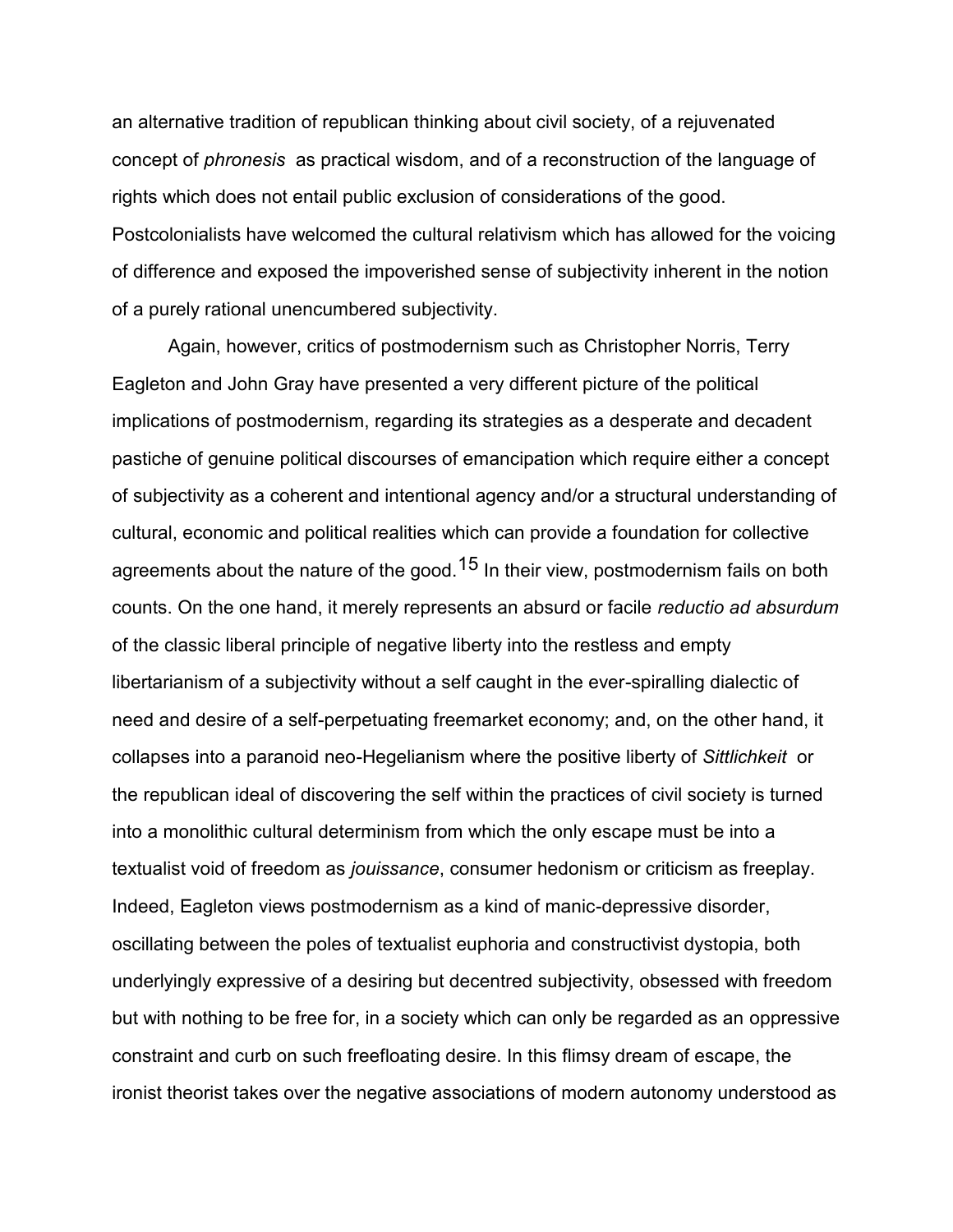an alternative tradition of republican thinking about civil society, of a rejuvenated concept of *phronesis* as practical wisdom, and of a reconstruction of the language of rights which does not entail public exclusion of considerations of the good. Postcolonialists have welcomed the cultural relativism which has allowed for the voicing of difference and exposed the impoverished sense of subjectivity inherent in the notion of a purely rational unencumbered subjectivity.

Again, however, critics of postmodernism such as Christopher Norris, Terry Eagleton and John Gray have presented a very different picture of the political implications of postmodernism, regarding its strategies as a desperate and decadent pastiche of genuine political discourses of emancipation which require either a concept of subjectivity as a coherent and intentional agency and/or a structural understanding of cultural, economic and political realities which can provide a foundation for collective agreements about the nature of the good.[15] In their view, postmodernism fails on both counts. On the one hand, it merely represents an absurd or facile *reductio ad absurdum* of the classic liberal principle of negative liberty into the restless and empty libertarianism of a subjectivity without a self caught in the ever-spiralling dialectic of need and desire of a self-perpetuating freemarket economy; and, on the other hand, it collapses into a paranoid neo-Hegelianism where the positive liberty of *Sittlichkeit* or the republican ideal of discovering the self within the practices of civil society is turned into a monolithic cultural determinism from which the only escape must be into a textualist void of freedom as *jouissance*, consumer hedonism or criticism as freeplay. Indeed, Eagleton views postmodernism as a kind of manic-depressive disorder, oscillating between the poles of textualist euphoria and constructivist dystopia, both underlyingly expressive of a desiring but decentred subjectivity, obsessed with freedom but with nothing to be free for, in a society which can only be regarded as an oppressive constraint and curb on such freefloating desire. In this flimsy dream of escape, the ironist theorist takes over the negative associations of modern autonomy understood as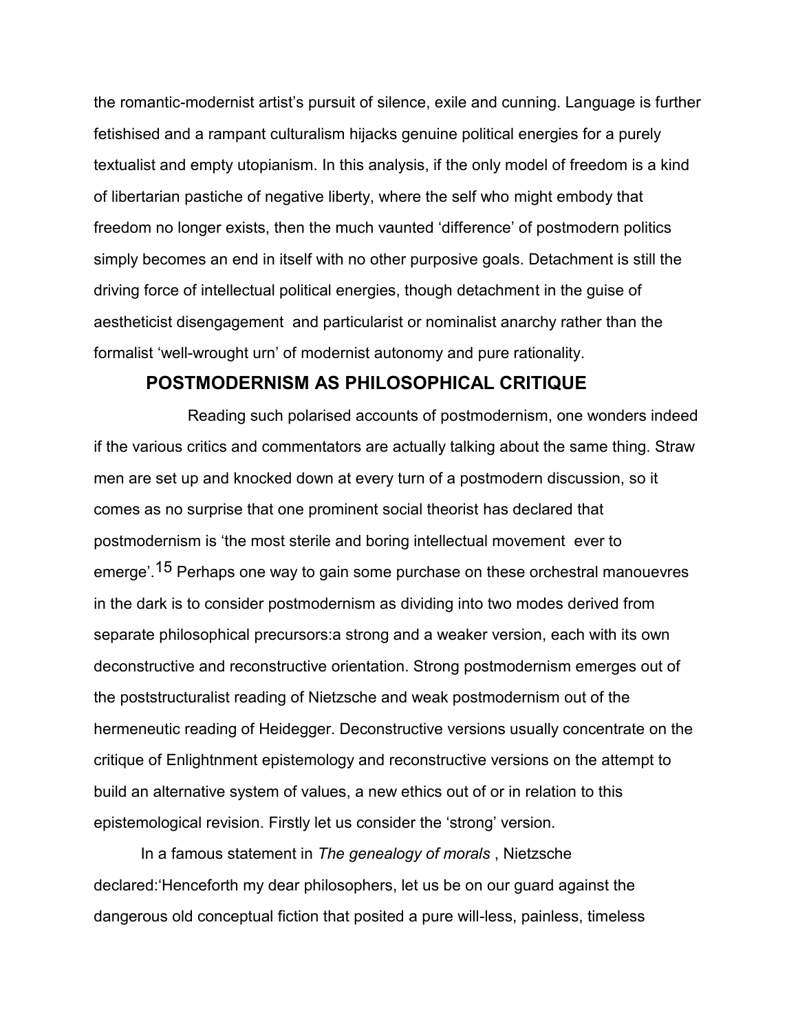the romantic-modernist artist's pursuit of silence, exile and cunning. Language is further fetishised and a rampant culturalism hijacks genuine political energies for a purely textualist and empty utopianism. In this analysis, if the only model of freedom is a kind of libertarian pastiche of negative liberty, where the self who might embody that freedom no longer exists, then the much vaunted 'difference' of postmodern politics simply becomes an end in itself with no other purposive goals. Detachment is still the driving force of intellectual political energies, though detachment in the guise of aestheticist disengagement and particularist or nominalist anarchy rather than the formalist 'well-wrought urn' of modernist autonomy and pure rationality.

## POSTMODERNISM AS PHILOSOPHICAL CRITIQUE

Reading such polarised accounts of postmodernism, one wonders indeed if the various critics and commentators are actually talking about the same thing. Straw men are set up and knocked down at every turn of a postmodern discussion, so it comes as no surprise that one prominent social theorist has declared that postmodernism is 'the most sterile and boring intellectual movement ever to emerge'.[15] Perhaps one way to gain some purchase on these orchestral manouevres in the dark is to consider postmodernism as dividing into two modes derived from separate philosophical precursors:a strong and a weaker version, each with its own deconstructive and reconstructive orientation. Strong postmodernism emerges out of the poststructuralist reading of Nietzsche and weak postmodernism out of the hermeneutic reading of Heidegger. Deconstructive versions usually concentrate on the critique of Enlightnment epistemology and reconstructive versions on the attempt to build an alternative system of values, a new ethics out of or in relation to this epistemological revision. Firstly let us consider the 'strong' version.

In a famous statement in *The genealogy of morals* , Nietzsche declared:'Henceforth my dear philosophers, let us be on our guard against the dangerous old conceptual fiction that posited a pure will-less, painless, timeless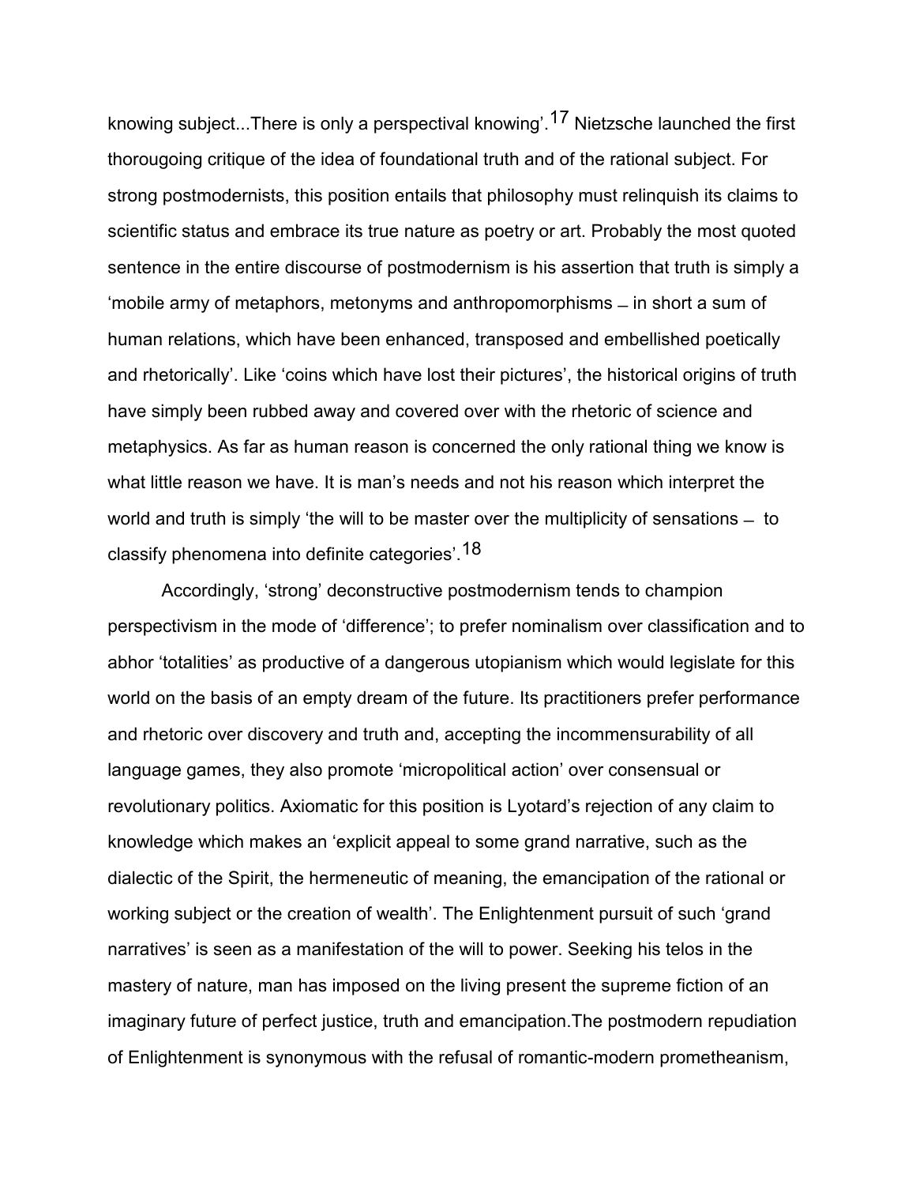knowing subject...There is only a perspectival knowing'.[17] Nietzsche launched the first thorougoing critique of the idea of foundational truth and of the rational subject. For strong postmodernists, this position entails that philosophy must relinquish its claims to scientific status and embrace its true nature as poetry or art. Probably the most quoted sentence in the entire discourse of postmodernism is his assertion that truth is simply a 'mobile army of metaphors, metonyms and anthropomorphisms – in short a sum of human relations, which have been enhanced, transposed and embellished poetically and rhetorically'. Like 'coins which have lost their pictures', the historical origins of truth have simply been rubbed away and covered over with the rhetoric of science and metaphysics. As far as human reason is concerned the only rational thing we know is what little reason we have. It is man's needs and not his reason which interpret the world and truth is simply 'the will to be master over the multiplicity of sensations – to classify phenomena into definite categories'.[18]

Accordingly, 'strong' deconstructive postmodernism tends to champion perspectivism in the mode of 'difference'; to prefer nominalism over classification and to abhor 'totalities' as productive of a dangerous utopianism which would legislate for this world on the basis of an empty dream of the future. Its practitioners prefer performance and rhetoric over discovery and truth and, accepting the incommensurability of all language games, they also promote 'micropolitical action' over consensual or revolutionary politics. Axiomatic for this position is Lyotard's rejection of any claim to knowledge which makes an 'explicit appeal to some grand narrative, such as the dialectic of the Spirit, the hermeneutic of meaning, the emancipation of the rational or working subject or the creation of wealth'. The Enlightenment pursuit of such 'grand narratives' is seen as a manifestation of the will to power. Seeking his telos in the mastery of nature, man has imposed on the living present the supreme fiction of an imaginary future of perfect justice, truth and emancipation.The postmodern repudiation of Enlightenment is synonymous with the refusal of romantic-modern prometheanism,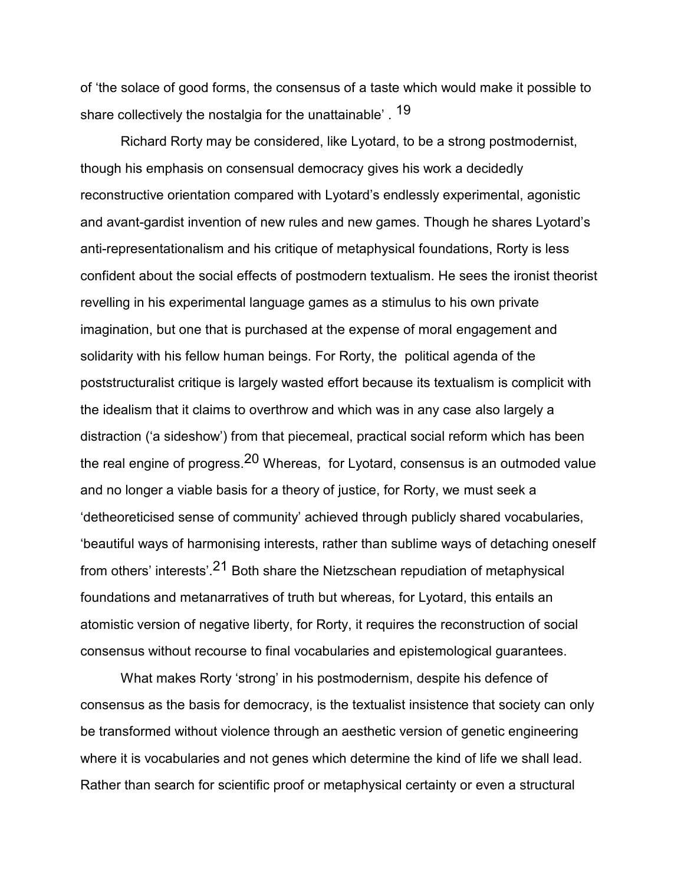of 'the solace of good forms, the consensus of a taste which would make it possible to share collectively the nostalgia for the unattainable' . [19]

Richard Rorty may be considered, like Lyotard, to be a strong postmodernist, though his emphasis on consensual democracy gives his work a decidedly reconstructive orientation compared with Lyotard's endlessly experimental, agonistic and avant-gardist invention of new rules and new games. Though he shares Lyotard's anti-representationalism and his critique of metaphysical foundations, Rorty is less confident about the social effects of postmodern textualism. He sees the ironist theorist revelling in his experimental language games as a stimulus to his own private imagination, but one that is purchased at the expense of moral engagement and solidarity with his fellow human beings. For Rorty, the political agenda of the poststructuralist critique is largely wasted effort because its textualism is complicit with the idealism that it claims to overthrow and which was in any case also largely a distraction ('a sideshow') from that piecemeal, practical social reform which has been the real engine of progress.[20] Whereas, for Lyotard, consensus is an outmoded value and no longer a viable basis for a theory of justice, for Rorty, we must seek a 'detheoreticised sense of community' achieved through publicly shared vocabularies, 'beautiful ways of harmonising interests, rather than sublime ways of detaching oneself from others' interests'.[21] Both share the Nietzschean repudiation of metaphysical foundations and metanarratives of truth but whereas, for Lyotard, this entails an atomistic version of negative liberty, for Rorty, it requires the reconstruction of social consensus without recourse to final vocabularies and epistemological guarantees.

What makes Rorty 'strong' in his postmodernism, despite his defence of consensus as the basis for democracy, is the textualist insistence that society can only be transformed without violence through an aesthetic version of genetic engineering where it is vocabularies and not genes which determine the kind of life we shall lead. Rather than search for scientific proof or metaphysical certainty or even a structural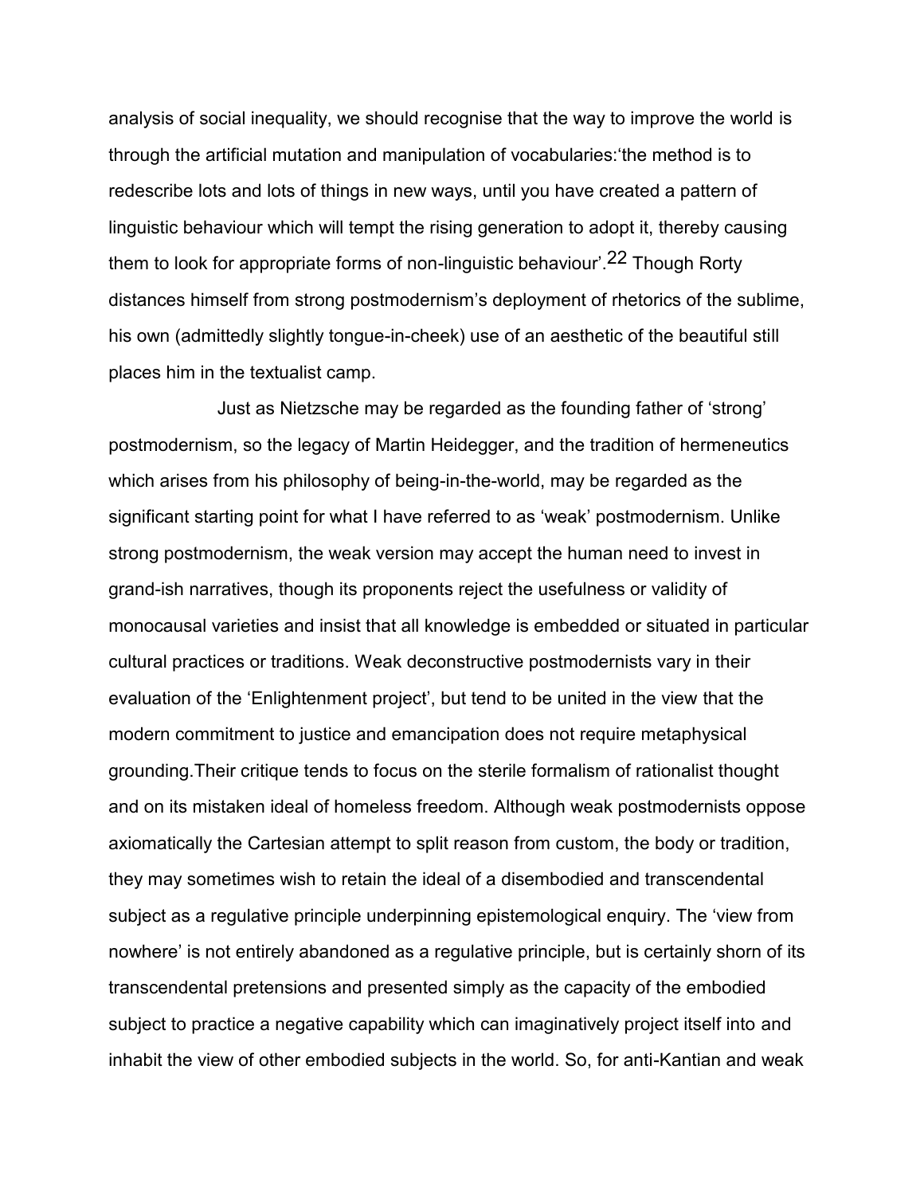analysis of social inequality, we should recognise that the way to improve the world is through the artificial mutation and manipulation of vocabularies:'the method is to redescribe lots and lots of things in new ways, until you have created a pattern of linguistic behaviour which will tempt the rising generation to adopt it, thereby causing them to look for appropriate forms of non-linguistic behaviour'.[22] Though Rorty distances himself from strong postmodernism's deployment of rhetorics of the sublime, his own (admittedly slightly tongue-in-cheek) use of an aesthetic of the beautiful still places him in the textualist camp.

Just as Nietzsche may be regarded as the founding father of 'strong' postmodernism, so the legacy of Martin Heidegger, and the tradition of hermeneutics which arises from his philosophy of being-in-the-world, may be regarded as the significant starting point for what I have referred to as 'weak' postmodernism. Unlike strong postmodernism, the weak version may accept the human need to invest in grand-ish narratives, though its proponents reject the usefulness or validity of monocausal varieties and insist that all knowledge is embedded or situated in particular cultural practices or traditions. Weak deconstructive postmodernists vary in their evaluation of the 'Enlightenment project', but tend to be united in the view that the modern commitment to justice and emancipation does not require metaphysical grounding.Their critique tends to focus on the sterile formalism of rationalist thought and on its mistaken ideal of homeless freedom. Although weak postmodernists oppose axiomatically the Cartesian attempt to split reason from custom, the body or tradition, they may sometimes wish to retain the ideal of a disembodied and transcendental subject as a regulative principle underpinning epistemological enquiry. The 'view from nowhere' is not entirely abandoned as a regulative principle, but is certainly shorn of its transcendental pretensions and presented simply as the capacity of the embodied subject to practice a negative capability which can imaginatively project itself into and inhabit the view of other embodied subjects in the world. So, for anti-Kantian and weak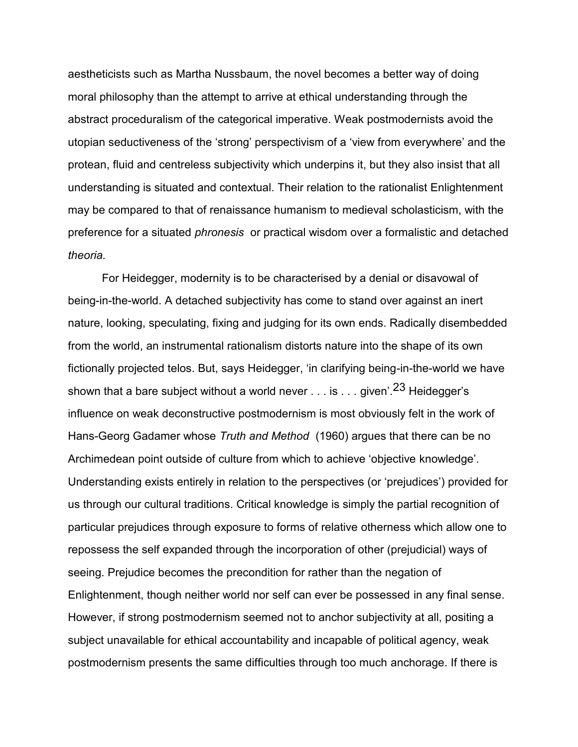aestheticists such as Martha Nussbaum, the novel becomes a better way of doing moral philosophy than the attempt to arrive at ethical understanding through the abstract proceduralism of the categorical imperative. Weak postmodernists avoid the utopian seductiveness of the 'strong' perspectivism of a 'view from everywhere' and the protean, fluid and centreless subjectivity which underpins it, but they also insist that all understanding is situated and contextual. Their relation to the rationalist Enlightenment may be compared to that of renaissance humanism to medieval scholasticism, with the preference for a situated *phronesis* or practical wisdom over a formalistic and detached *theoria.*

For Heidegger, modernity is to be characterised by a denial or disavowal of being-in-the-world. A detached subjectivity has come to stand over against an inert nature, looking, speculating, fixing and judging for its own ends. Radically disembedded from the world, an instrumental rationalism distorts nature into the shape of its own fictionally projected telos. But, says Heidegger, 'in clarifying being-in-the-world we have shown that a bare subject without a world never . . . is . . . given'.[23] Heidegger's influence on weak deconstructive postmodernism is most obviously felt in the work of Hans-Georg Gadamer whose *Truth and Method* (1960) argues that there can be no Archimedean point outside of culture from which to achieve 'objective knowledge'. Understanding exists entirely in relation to the perspectives (or 'prejudices') provided for us through our cultural traditions. Critical knowledge is simply the partial recognition of particular prejudices through exposure to forms of relative otherness which allow one to repossess the self expanded through the incorporation of other (prejudicial) ways of seeing. Prejudice becomes the precondition for rather than the negation of Enlightenment, though neither world nor self can ever be possessed in any final sense. However, if strong postmodernism seemed not to anchor subjectivity at all, positing a subject unavailable for ethical accountability and incapable of political agency, weak postmodernism presents the same difficulties through too much anchorage. If there is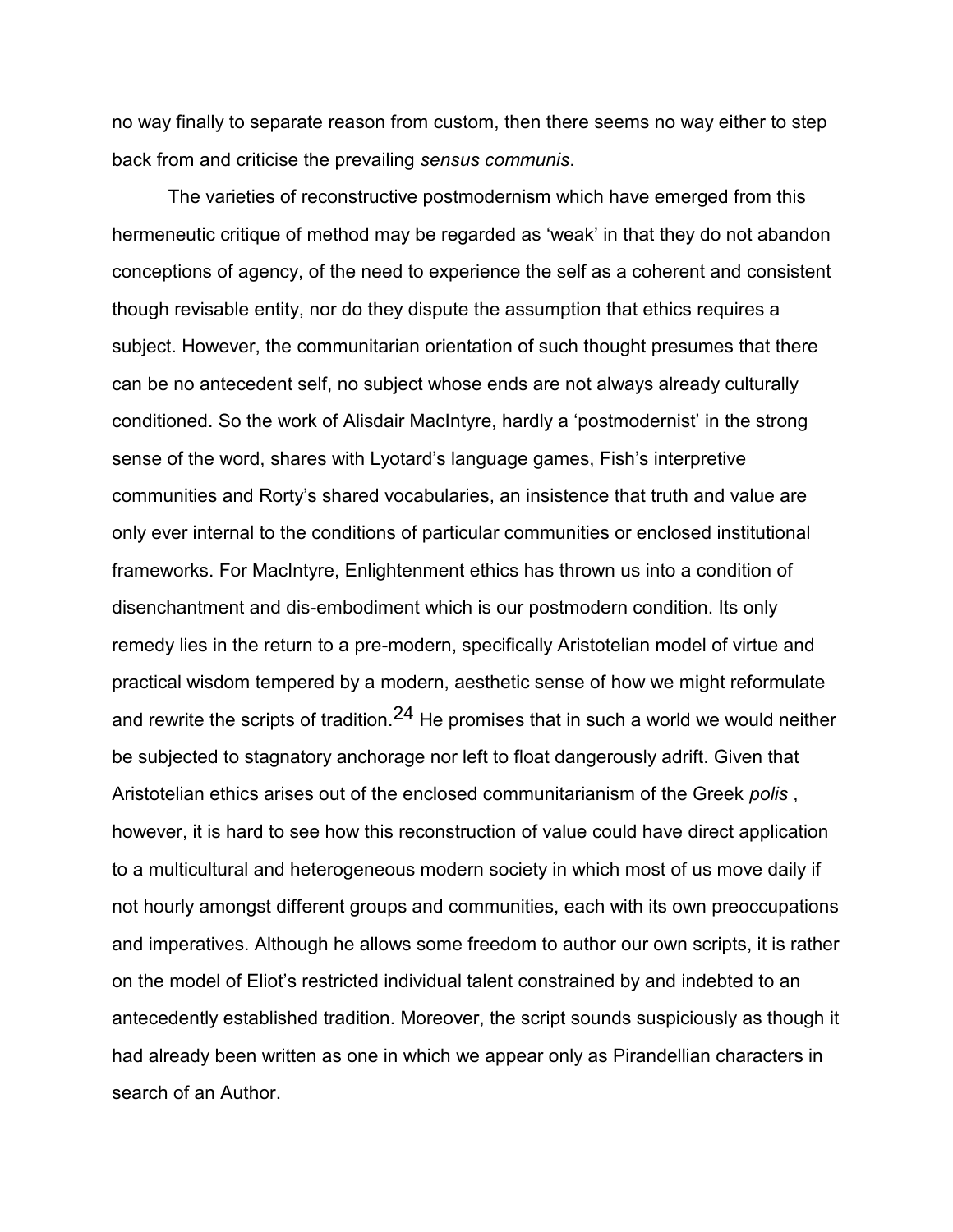no way finally to separate reason from custom, then there seems no way either to step back from and criticise the prevailing *sensus communis*.

The varieties of reconstructive postmodernism which have emerged from this hermeneutic critique of method may be regarded as 'weak' in that they do not abandon conceptions of agency, of the need to experience the self as a coherent and consistent though revisable entity, nor do they dispute the assumption that ethics requires a subject. However, the communitarian orientation of such thought presumes that there can be no antecedent self, no subject whose ends are not always already culturally conditioned. So the work of Alisdair MacIntyre, hardly a 'postmodernist' in the strong sense of the word, shares with Lyotard's language games, Fish's interpretive communities and Rorty's shared vocabularies, an insistence that truth and value are only ever internal to the conditions of particular communities or enclosed institutional frameworks. For MacIntyre, Enlightenment ethics has thrown us into a condition of disenchantment and dis-embodiment which is our postmodern condition. Its only remedy lies in the return to a pre-modern, specifically Aristotelian model of virtue and practical wisdom tempered by a modern, aesthetic sense of how we might reformulate and rewrite the scripts of tradition.[24] He promises that in such a world we would neither be subjected to stagnatory anchorage nor left to float dangerously adrift. Given that Aristotelian ethics arises out of the enclosed communitarianism of the Greek *polis* , however, it is hard to see how this reconstruction of value could have direct application to a multicultural and heterogeneous modern society in which most of us move daily if not hourly amongst different groups and communities, each with its own preoccupations and imperatives. Although he allows some freedom to author our own scripts, it is rather on the model of Eliot's restricted individual talent constrained by and indebted to an antecedently established tradition. Moreover, the script sounds suspiciously as though it had already been written as one in which we appear only as Pirandellian characters in search of an Author.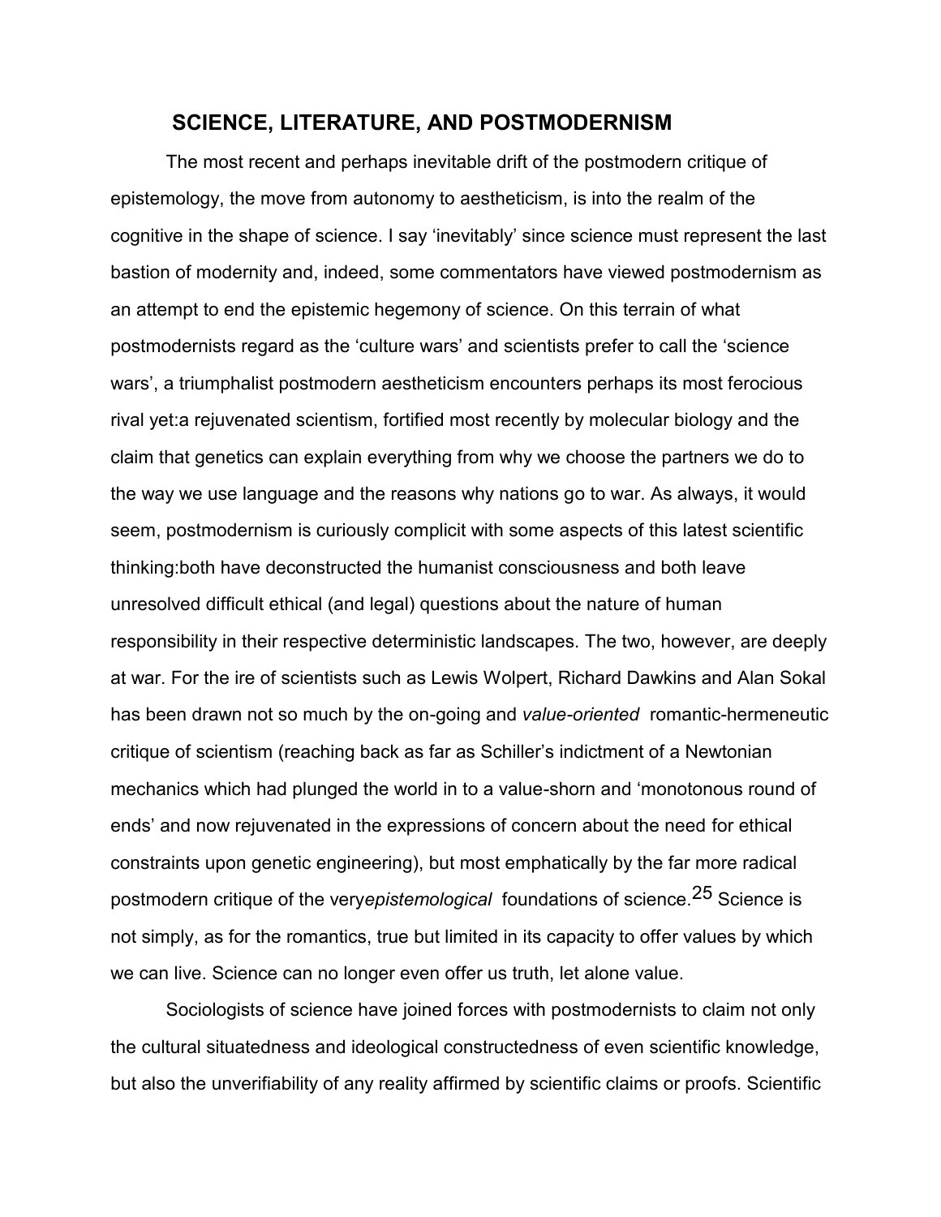## SCIENCE, LITERATURE, AND POSTMODERNISM

The most recent and perhaps inevitable drift of the postmodern critique of epistemology, the move from autonomy to aestheticism, is into the realm of the cognitive in the shape of science. I say 'inevitably' since science must represent the last bastion of modernity and, indeed, some commentators have viewed postmodernism as an attempt to end the epistemic hegemony of science. On this terrain of what postmodernists regard as the 'culture wars' and scientists prefer to call the 'science wars', a triumphalist postmodern aestheticism encounters perhaps its most ferocious rival yet:a rejuvenated scientism, fortified most recently by molecular biology and the claim that genetics can explain everything from why we choose the partners we do to the way we use language and the reasons why nations go to war. As always, it would seem, postmodernism is curiously complicit with some aspects of this latest scientific thinking:both have deconstructed the humanist consciousness and both leave unresolved difficult ethical (and legal) questions about the nature of human responsibility in their respective deterministic landscapes. The two, however, are deeply at war. For the ire of scientists such as Lewis Wolpert, Richard Dawkins and Alan Sokal has been drawn not so much by the on-going and *value-oriented* romantic-hermeneutic critique of scientism (reaching back as far as Schiller's indictment of a Newtonian mechanics which had plunged the world in to a value-shorn and 'monotonous round of ends' and now rejuvenated in the expressions of concern about the need for ethical constraints upon genetic engineering), but most emphatically by the far more radical postmodern critique of the very*epistemological* foundations of science.[25] Science is not simply, as for the romantics, true but limited in its capacity to offer values by which we can live. Science can no longer even offer us truth, let alone value.

Sociologists of science have joined forces with postmodernists to claim not only the cultural situatedness and ideological constructedness of even scientific knowledge, but also the unverifiability of any reality affirmed by scientific claims or proofs. Scientific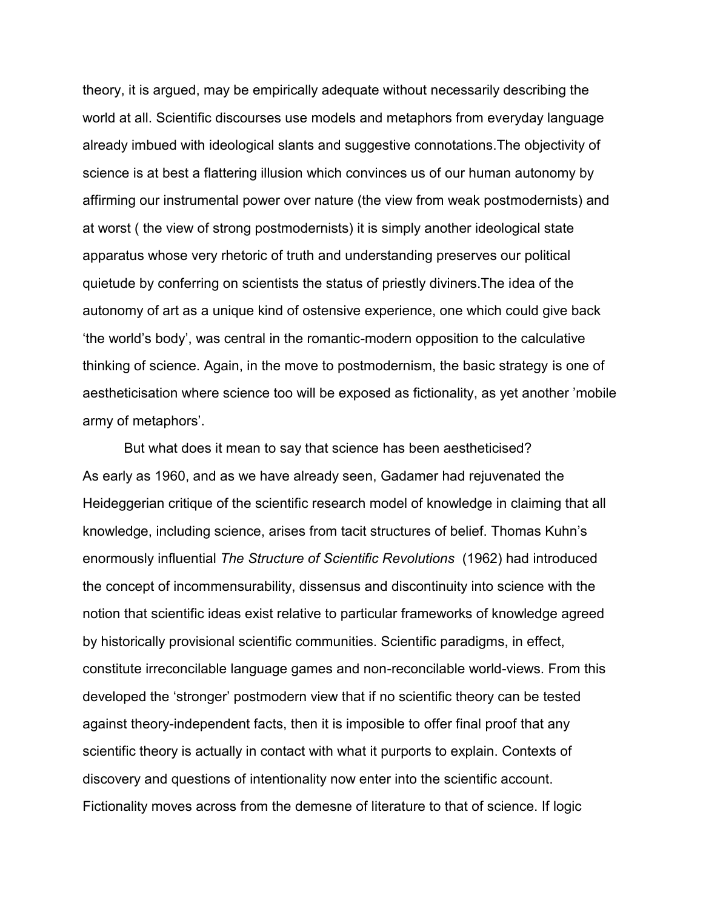theory, it is argued, may be empirically adequate without necessarily describing the world at all. Scientific discourses use models and metaphors from everyday language already imbued with ideological slants and suggestive connotations.The objectivity of science is at best a flattering illusion which convinces us of our human autonomy by affirming our instrumental power over nature (the view from weak postmodernists) and at worst ( the view of strong postmodernists) it is simply another ideological state apparatus whose very rhetoric of truth and understanding preserves our political quietude by conferring on scientists the status of priestly diviners.The idea of the autonomy of art as a unique kind of ostensive experience, one which could give back 'the world's body', was central in the romantic-modern opposition to the calculative thinking of science. Again, in the move to postmodernism, the basic strategy is one of aestheticisation where science too will be exposed as fictionality, as yet another 'mobile army of metaphors'.

But what does it mean to say that science has been aestheticised? As early as 1960, and as we have already seen, Gadamer had rejuvenated the Heideggerian critique of the scientific research model of knowledge in claiming that all knowledge, including science, arises from tacit structures of belief. Thomas Kuhn's enormously influential *The Structure of Scientific Revolutions* (1962) had introduced the concept of incommensurability, dissensus and discontinuity into science with the notion that scientific ideas exist relative to particular frameworks of knowledge agreed by historically provisional scientific communities. Scientific paradigms, in effect, constitute irreconcilable language games and non-reconcilable world-views. From this developed the 'stronger' postmodern view that if no scientific theory can be tested against theory-independent facts, then it is imposible to offer final proof that any scientific theory is actually in contact with what it purports to explain. Contexts of discovery and questions of intentionality now enter into the scientific account. Fictionality moves across from the demesne of literature to that of science. If logic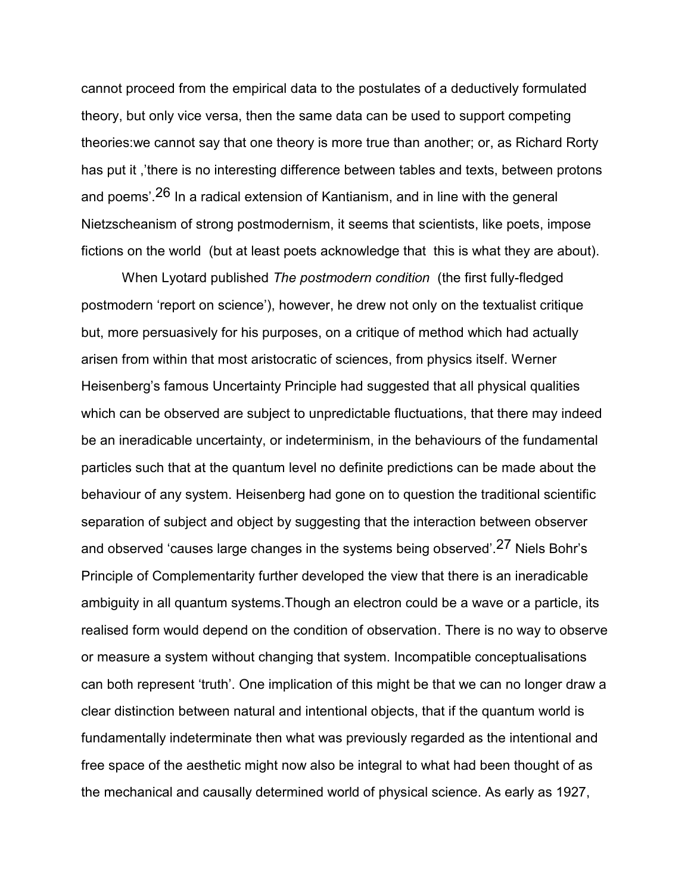cannot proceed from the empirical data to the postulates of a deductively formulated theory, but only vice versa, then the same data can be used to support competing theories:we cannot say that one theory is more true than another; or, as Richard Rorty has put it ,'there is no interesting difference between tables and texts, between protons and poems'.[26] In a radical extension of Kantianism, and in line with the general Nietzscheanism of strong postmodernism, it seems that scientists, like poets, impose fictions on the world (but at least poets acknowledge that this is what they are about).

When Lyotard published *The postmodern condition* (the first fully-fledged postmodern 'report on science'), however, he drew not only on the textualist critique but, more persuasively for his purposes, on a critique of method which had actually arisen from within that most aristocratic of sciences, from physics itself. Werner Heisenberg's famous Uncertainty Principle had suggested that all physical qualities which can be observed are subject to unpredictable fluctuations, that there may indeed be an ineradicable uncertainty, or indeterminism, in the behaviours of the fundamental particles such that at the quantum level no definite predictions can be made about the behaviour of any system. Heisenberg had gone on to question the traditional scientific separation of subject and object by suggesting that the interaction between observer and observed 'causes large changes in the systems being observed'.[27] Niels Bohr's Principle of Complementarity further developed the view that there is an ineradicable ambiguity in all quantum systems.Though an electron could be a wave or a particle, its realised form would depend on the condition of observation. There is no way to observe or measure a system without changing that system. Incompatible conceptualisations can both represent 'truth'. One implication of this might be that we can no longer draw a clear distinction between natural and intentional objects, that if the quantum world is fundamentally indeterminate then what was previously regarded as the intentional and free space of the aesthetic might now also be integral to what had been thought of as the mechanical and causally determined world of physical science. As early as 1927,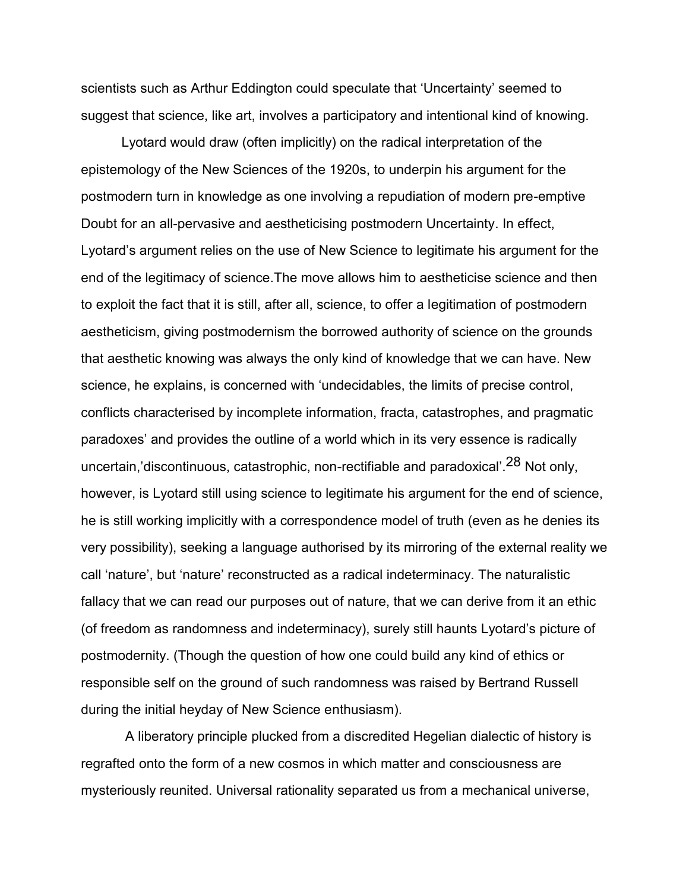scientists such as Arthur Eddington could speculate that 'Uncertainty' seemed to suggest that science, like art, involves a participatory and intentional kind of knowing.

Lyotard would draw (often implicitly) on the radical interpretation of the epistemology of the New Sciences of the 1920s, to underpin his argument for the postmodern turn in knowledge as one involving a repudiation of modern pre-emptive Doubt for an all-pervasive and aestheticising postmodern Uncertainty. In effect, Lyotard's argument relies on the use of New Science to legitimate his argument for the end of the legitimacy of science.The move allows him to aestheticise science and then to exploit the fact that it is still, after all, science, to offer a legitimation of postmodern aestheticism, giving postmodernism the borrowed authority of science on the grounds that aesthetic knowing was always the only kind of knowledge that we can have. New science, he explains, is concerned with 'undecidables, the limits of precise control, conflicts characterised by incomplete information, fracta, catastrophes, and pragmatic paradoxes' and provides the outline of a world which in its very essence is radically uncertain,'discontinuous, catastrophic, non-rectifiable and paradoxical'.[28] Not only, however, is Lyotard still using science to legitimate his argument for the end of science, he is still working implicitly with a correspondence model of truth (even as he denies its very possibility), seeking a language authorised by its mirroring of the external reality we call 'nature', but 'nature' reconstructed as a radical indeterminacy. The naturalistic fallacy that we can read our purposes out of nature, that we can derive from it an ethic (of freedom as randomness and indeterminacy), surely still haunts Lyotard's picture of postmodernity. (Though the question of how one could build any kind of ethics or responsible self on the ground of such randomness was raised by Bertrand Russell during the initial heyday of New Science enthusiasm).

A liberatory principle plucked from a discredited Hegelian dialectic of history is regrafted onto the form of a new cosmos in which matter and consciousness are mysteriously reunited. Universal rationality separated us from a mechanical universe,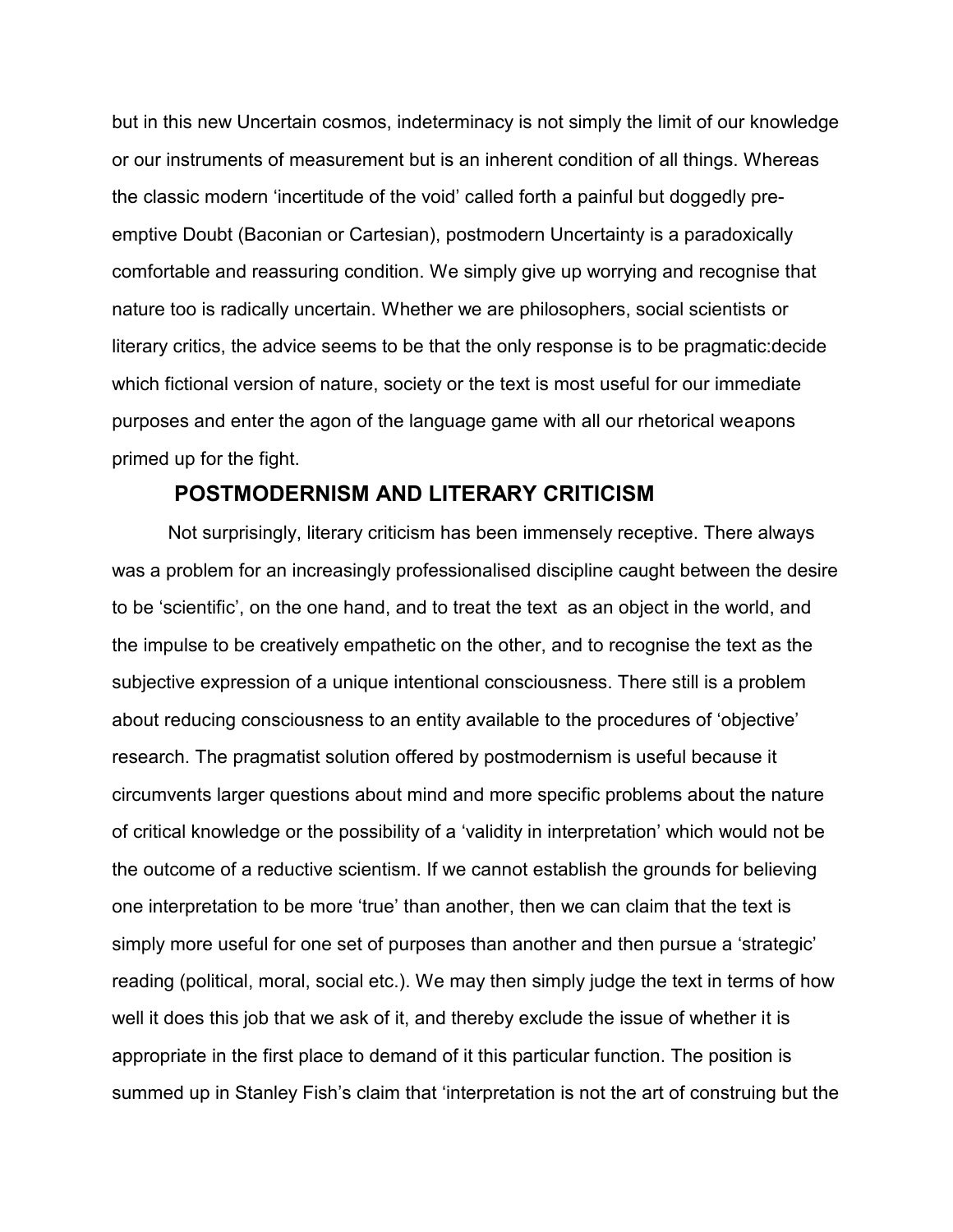but in this new Uncertain cosmos, indeterminacy is not simply the limit of our knowledge or our instruments of measurement but is an inherent condition of all things. Whereas the classic modern 'incertitude of the void' called forth a painful but doggedly pre-emptive Doubt (Baconian or Cartesian), postmodern Uncertainty is a paradoxically comfortable and reassuring condition. We simply give up worrying and recognise that nature too is radically uncertain. Whether we are philosophers, social scientists or literary critics, the advice seems to be that the only response is to be pragmatic:decide which fictional version of nature, society or the text is most useful for our immediate purposes and enter the agon of the language game with all our rhetorical weapons primed up for the fight.

## POSTMODERNISM AND LITERARY CRITICISM

Not surprisingly, literary criticism has been immensely receptive. There always was a problem for an increasingly professionalised discipline caught between the desire to be 'scientific', on the one hand, and to treat the text as an object in the world, and the impulse to be creatively empathetic on the other, and to recognise the text as the subjective expression of a unique intentional consciousness. There still is a problem about reducing consciousness to an entity available to the procedures of 'objective' research. The pragmatist solution offered by postmodernism is useful because it circumvents larger questions about mind and more specific problems about the nature of critical knowledge or the possibility of a 'validity in interpretation' which would not be the outcome of a reductive scientism. If we cannot establish the grounds for believing one interpretation to be more 'true' than another, then we can claim that the text is simply more useful for one set of purposes than another and then pursue a 'strategic' reading (political, moral, social etc.). We may then simply judge the text in terms of how well it does this job that we ask of it, and thereby exclude the issue of whether it is appropriate in the first place to demand of it this particular function. The position is summed up in Stanley Fish's claim that 'interpretation is not the art of construing but the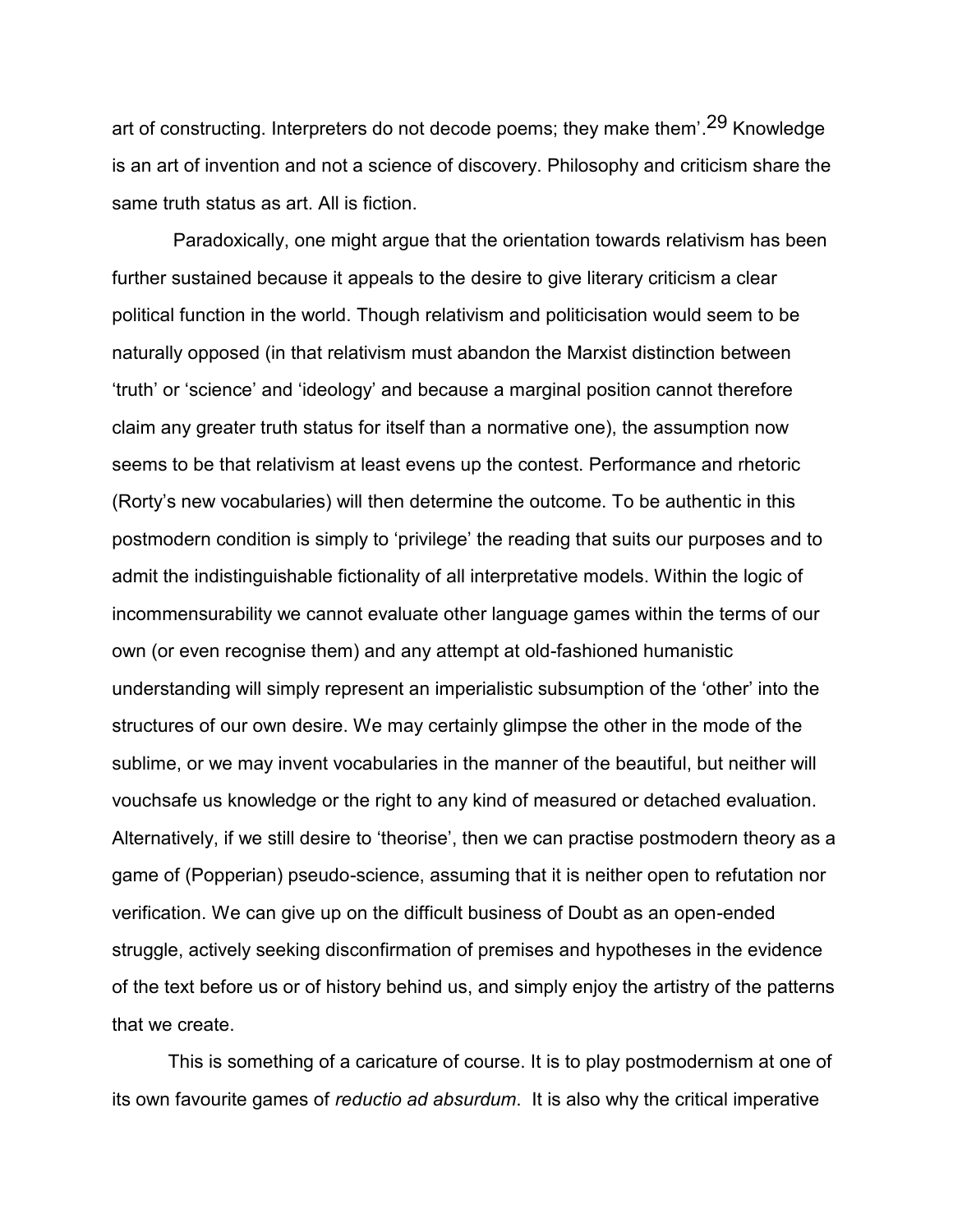art of constructing. Interpreters do not decode poems; they make them'.[29] Knowledge is an art of invention and not a science of discovery. Philosophy and criticism share the same truth status as art. All is fiction.

Paradoxically, one might argue that the orientation towards relativism has been further sustained because it appeals to the desire to give literary criticism a clear political function in the world. Though relativism and politicisation would seem to be naturally opposed (in that relativism must abandon the Marxist distinction between 'truth' or 'science' and 'ideology' and because a marginal position cannot therefore claim any greater truth status for itself than a normative one), the assumption now seems to be that relativism at least evens up the contest. Performance and rhetoric (Rorty's new vocabularies) will then determine the outcome. To be authentic in this postmodern condition is simply to 'privilege' the reading that suits our purposes and to admit the indistinguishable fictionality of all interpretative models. Within the logic of incommensurability we cannot evaluate other language games within the terms of our own (or even recognise them) and any attempt at old-fashioned humanistic understanding will simply represent an imperialistic subsumption of the 'other' into the structures of our own desire. We may certainly glimpse the other in the mode of the sublime, or we may invent vocabularies in the manner of the beautiful, but neither will vouchsafe us knowledge or the right to any kind of measured or detached evaluation. Alternatively, if we still desire to 'theorise', then we can practise postmodern theory as a game of (Popperian) pseudo-science, assuming that it is neither open to refutation nor verification. We can give up on the difficult business of Doubt as an open-ended struggle, actively seeking disconfirmation of premises and hypotheses in the evidence of the text before us or of history behind us, and simply enjoy the artistry of the patterns that we create.

This is something of a caricature of course. It is to play postmodernism at one of its own favourite games of *reductio ad absurdum*. It is also why the critical imperative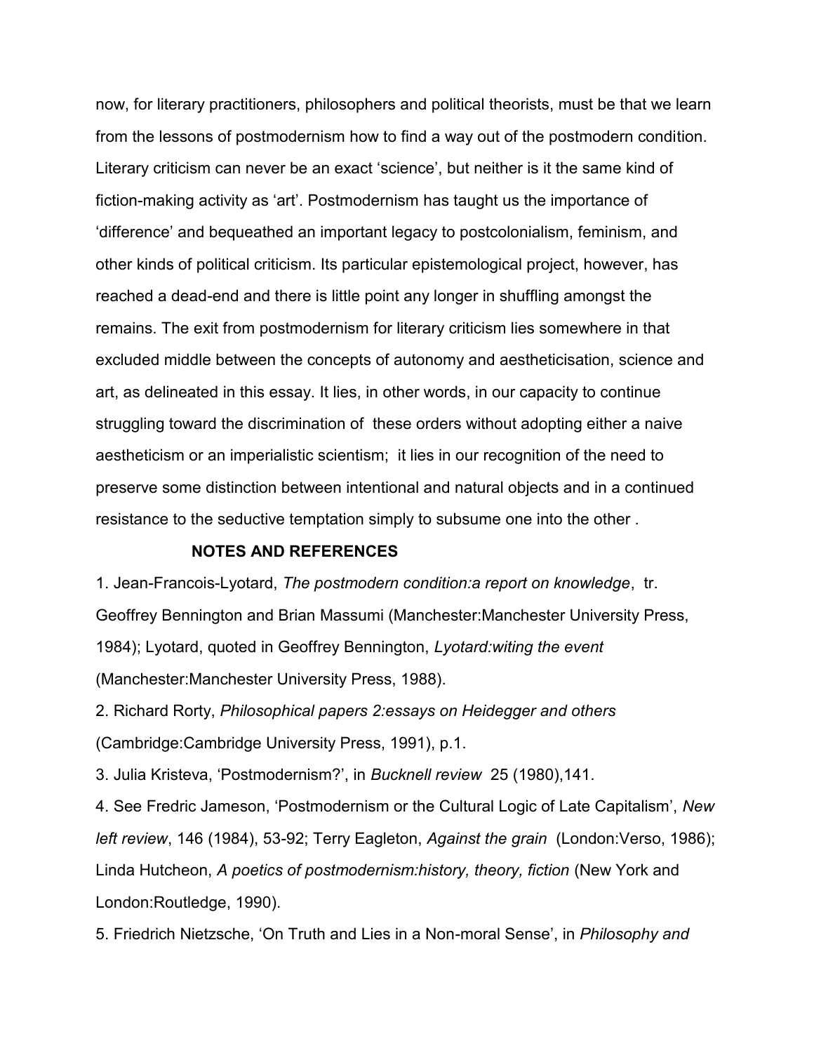now, for literary practitioners, philosophers and political theorists, must be that we learn from the lessons of postmodernism how to find a way out of the postmodern condition. Literary criticism can never be an exact 'science', but neither is it the same kind of fiction-making activity as 'art'. Postmodernism has taught us the importance of 'difference' and bequeathed an important legacy to postcolonialism, feminism, and other kinds of political criticism. Its particular epistemological project, however, has reached a dead-end and there is little point any longer in shuffling amongst the remains. The exit from postmodernism for literary criticism lies somewhere in that excluded middle between the concepts of autonomy and aestheticisation, science and art, as delineated in this essay. It lies, in other words, in our capacity to continue struggling toward the discrimination of these orders without adopting either a naive aestheticism or an imperialistic scientism; it lies in our recognition of the need to preserve some distinction between intentional and natural objects and in a continued resistance to the seductive temptation simply to subsume one into the other .

## NOTES AND REFERENCES

1. Jean-Francois-Lyotard, *The postmodern condition:a report on knowledge*, tr. Geoffrey Bennington and Brian Massumi (Manchester:Manchester University Press, 1984); Lyotard, quoted in Geoffrey Bennington, *Lyotard:witing the event* (Manchester:Manchester University Press, 1988).

2. Richard Rorty, *Philosophical papers 2:essays on Heidegger and others* (Cambridge:Cambridge University Press, 1991), p.1.

3. Julia Kristeva, 'Postmodernism?', in *Bucknell review* 25 (1980),141.

4. See Fredric Jameson, 'Postmodernism or the Cultural Logic of Late Capitalism', *New left review*, 146 (1984), 53-92; Terry Eagleton, *Against the grain* (London:Verso, 1986); Linda Hutcheon, *A poetics of postmodernism:history, theory, fiction* (New York and London:Routledge, 1990).

5. Friedrich Nietzsche, 'On Truth and Lies in a Non-moral Sense', in *Philosophy and*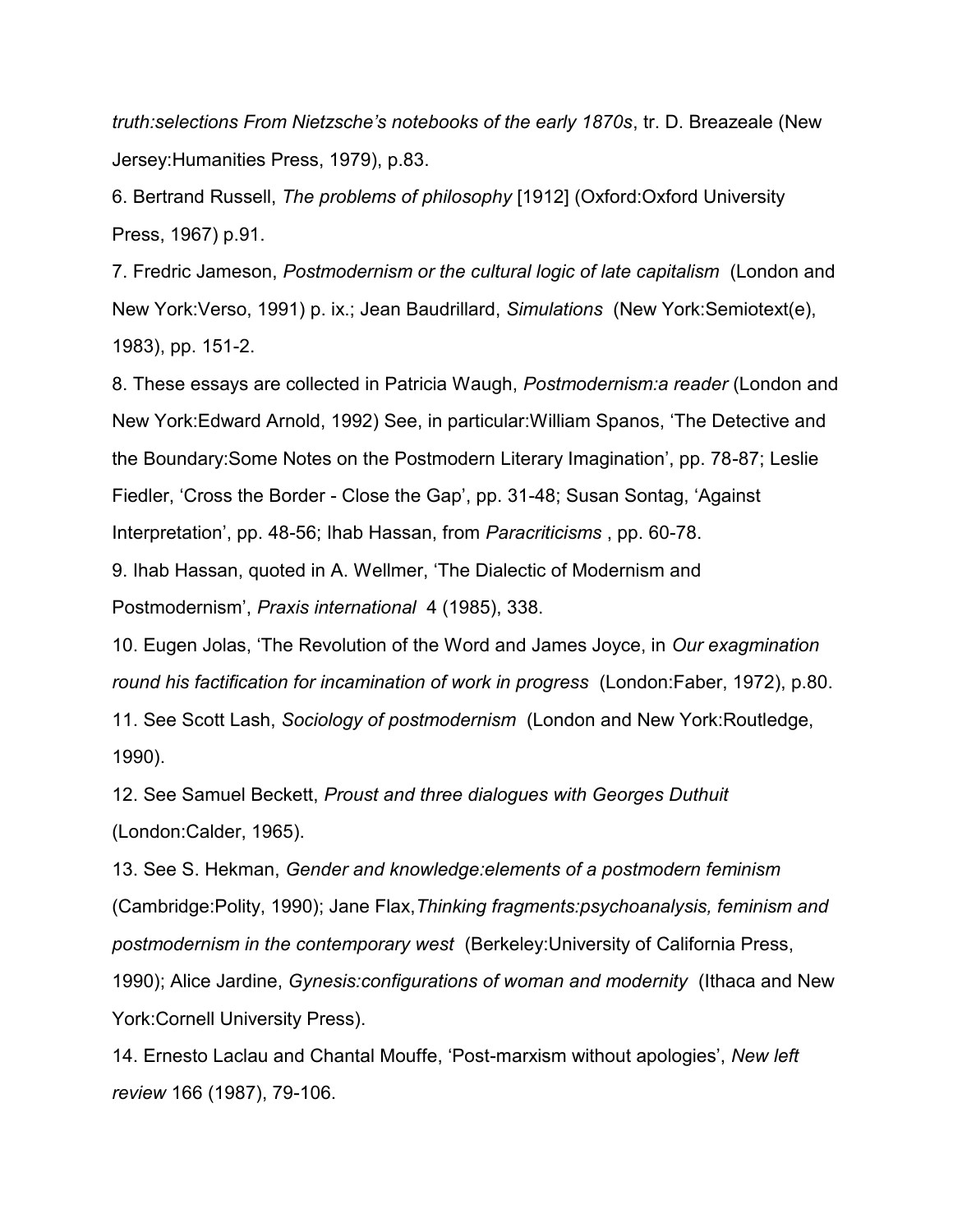*truth:selections From Nietzsche's notebooks of the early 1870s*, tr. D. Breazeale (New Jersey:Humanities Press, 1979), p.83.

6. Bertrand Russell, *The problems of philosophy* [1912] (Oxford:Oxford University Press, 1967) p.91.

7. Fredric Jameson, *Postmodernism or the cultural logic of late capitalism* (London and New York:Verso, 1991) p. ix.; Jean Baudrillard, *Simulations* (New York:Semiotext(e), 1983), pp. 151-2.

8. These essays are collected in Patricia Waugh, *Postmodernism:a reader* (London and New York:Edward Arnold, 1992) See, in particular:William Spanos, 'The Detective and the Boundary:Some Notes on the Postmodern Literary Imagination', pp. 78-87; Leslie Fiedler, 'Cross the Border - Close the Gap', pp. 31-48; Susan Sontag, 'Against Interpretation', pp. 48-56; Ihab Hassan, from *Paracriticisms* , pp. 60-78.

9. Ihab Hassan, quoted in A. Wellmer, 'The Dialectic of Modernism and Postmodernism', *Praxis international* 4 (1985), 338.

10. Eugen Jolas, 'The Revolution of the Word and James Joyce, in *Our exagmination round his factification for incamination of work in progress* (London:Faber, 1972), p.80.

11. See Scott Lash, *Sociology of postmodernism* (London and New York:Routledge, 1990).

12. See Samuel Beckett, *Proust and three dialogues with Georges Duthuit* (London:Calder, 1965).

13. See S. Hekman, *Gender and knowledge:elements of a postmodern feminism* (Cambridge:Polity, 1990); Jane Flax,*Thinking fragments:psychoanalysis, feminism and postmodernism in the contemporary west* (Berkeley:University of California Press, 1990); Alice Jardine, *Gynesis:configurations of woman and modernity* (Ithaca and New York:Cornell University Press).

14. Ernesto Laclau and Chantal Mouffe, 'Post-marxism without apologies', *New left review* 166 (1987), 79-106.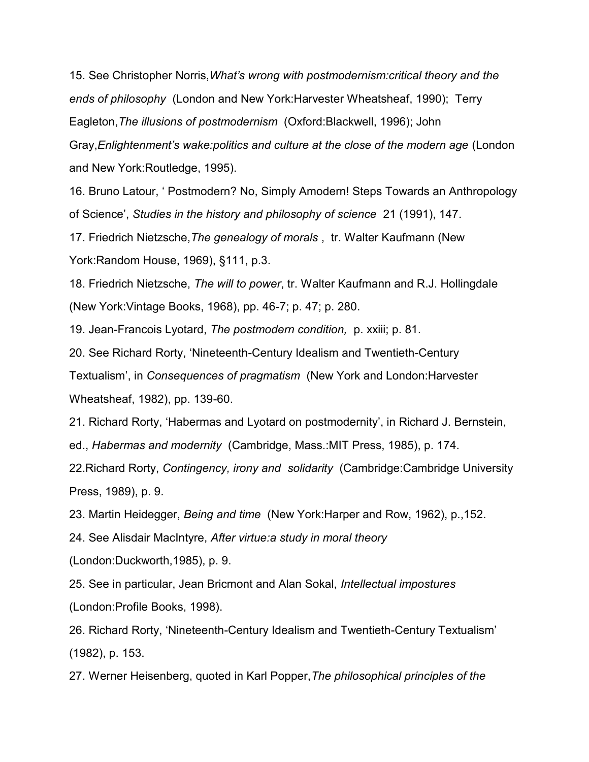15. See Christopher Norris,*What's wrong with postmodernism:critical theory and the ends of philosophy* (London and New York:Harvester Wheatsheaf, 1990); Terry Eagleton,*The illusions of postmodernism* (Oxford:Blackwell, 1996); John Gray,*Enlightenment's wake:politics and culture at the close of the modern age* (London and New York:Routledge, 1995).

16. Bruno Latour, ' Postmodern? No, Simply Amodern! Steps Towards an Anthropology of Science', *Studies in the history and philosophy of science* 21 (1991), 147.

17. Friedrich Nietzsche,*The genealogy of morals* , tr. Walter Kaufmann (New York:Random House, 1969), §111, p.3.

18. Friedrich Nietzsche, *The will to power*, tr. Walter Kaufmann and R.J. Hollingdale (New York:Vintage Books, 1968), pp. 46-7; p. 47; p. 280.

19. Jean-Francois Lyotard, *The postmodern condition,* p. xxiii; p. 81.

20. See Richard Rorty, 'Nineteenth-Century Idealism and Twentieth-Century Textualism', in *Consequences of pragmatism* (New York and London:Harvester Wheatsheaf, 1982), pp. 139-60.

21. Richard Rorty, 'Habermas and Lyotard on postmodernity', in Richard J. Bernstein, ed., *Habermas and modernity* (Cambridge, Mass.:MIT Press, 1985), p. 174.

22.Richard Rorty, *Contingency, irony and solidarity* (Cambridge:Cambridge University Press, 1989), p. 9.

23. Martin Heidegger, *Being and time* (New York:Harper and Row, 1962), p.,152.

24. See Alisdair MacIntyre, *After virtue:a study in moral theory* (London:Duckworth,1985), p. 9.

25. See in particular, Jean Bricmont and Alan Sokal, *Intellectual impostures* (London:Profile Books, 1998).

26. Richard Rorty, 'Nineteenth-Century Idealism and Twentieth-Century Textualism' (1982), p. 153.

27. Werner Heisenberg, quoted in Karl Popper,*The philosophical principles of the*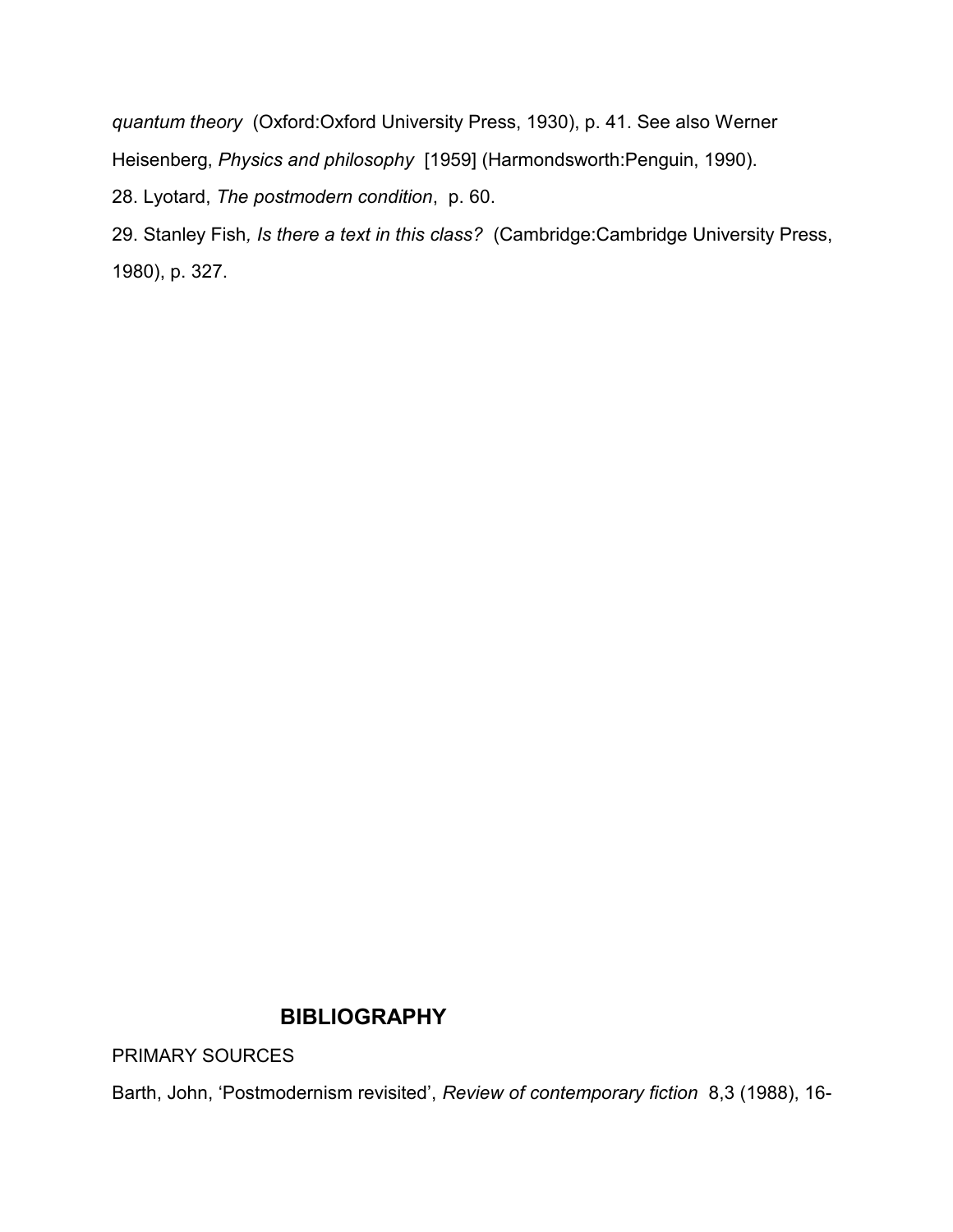*quantum theory* (Oxford:Oxford University Press, 1930), p. 41. See also Werner Heisenberg, *Physics and philosophy* [1959] (Harmondsworth:Penguin, 1990).

28. Lyotard, *The postmodern condition*, p. 60.

29. Stanley Fish, *Is there a text in this class?* (Cambridge:Cambridge University Press, 1980), p. 327.

## BIBLIOGRAPHY

PRIMARY SOURCES

Barth, John, 'Postmodernism revisited', *Review of contemporary fiction* 8,3 (1988), 16-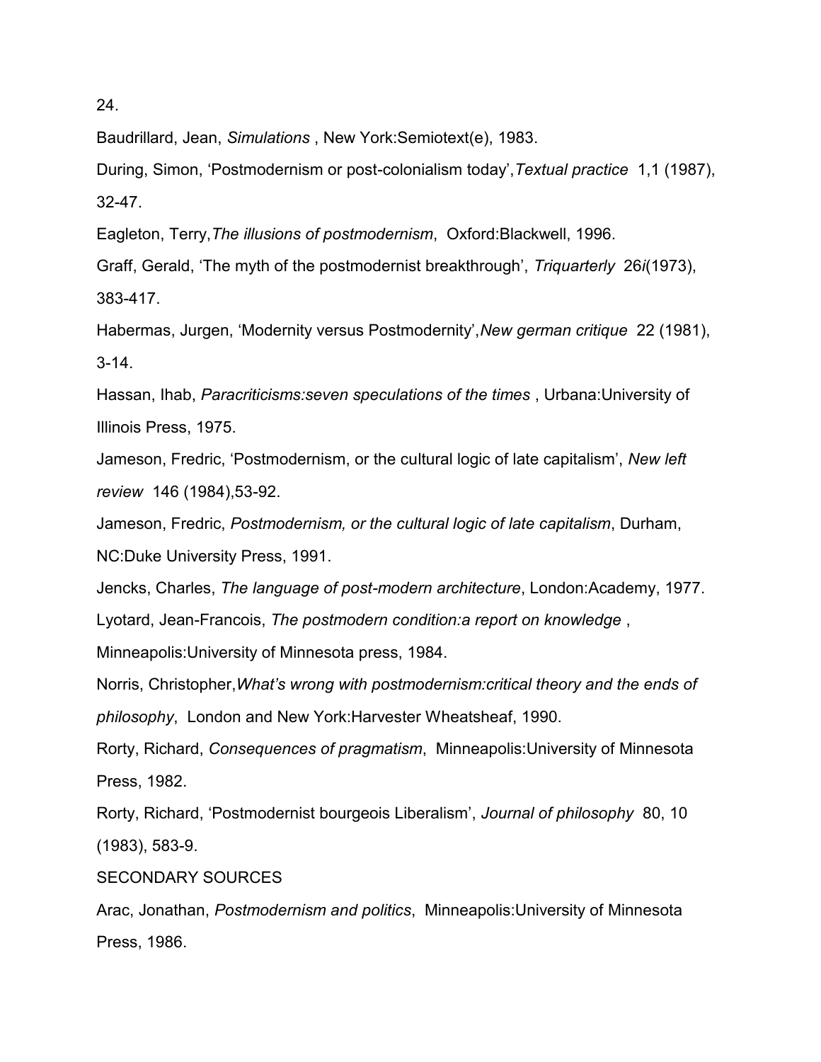24.

Baudrillard, Jean, *Simulations* , New York:Semiotext(e), 1983.

During, Simon, 'Postmodernism or post-colonialism today',*Textual practice* 1,1 (1987), 32-47.

Eagleton, Terry,*The illusions of postmodernism*, Oxford:Blackwell, 1996.

Graff, Gerald, 'The myth of the postmodernist breakthrough', *Triquarterly* 26*i*(1973), 383-417.

Habermas, Jurgen, 'Modernity versus Postmodernity',*New german critique* 22 (1981), 3-14.

Hassan, Ihab, *Paracriticisms:seven speculations of the times* , Urbana:University of Illinois Press, 1975.

Jameson, Fredric, 'Postmodernism, or the cultural logic of late capitalism', *New left review* 146 (1984),53-92.

Jameson, Fredric, *Postmodernism, or the cultural logic of late capitalism*, Durham, NC:Duke University Press, 1991.

Jencks, Charles, *The language of post-modern architecture*, London:Academy, 1977.

Lyotard, Jean-Francois, *The postmodern condition:a report on knowledge* , Minneapolis:University of Minnesota press, 1984.

Norris, Christopher,*What's wrong with postmodernism:critical theory and the ends of philosophy*, London and New York:Harvester Wheatsheaf, 1990.

Rorty, Richard, *Consequences of pragmatism*, Minneapolis:University of Minnesota Press, 1982.

Rorty, Richard, 'Postmodernist bourgeois Liberalism', *Journal of philosophy* 80, 10 (1983), 583-9.

SECONDARY SOURCES

Arac, Jonathan, *Postmodernism and politics*, Minneapolis:University of Minnesota Press, 1986.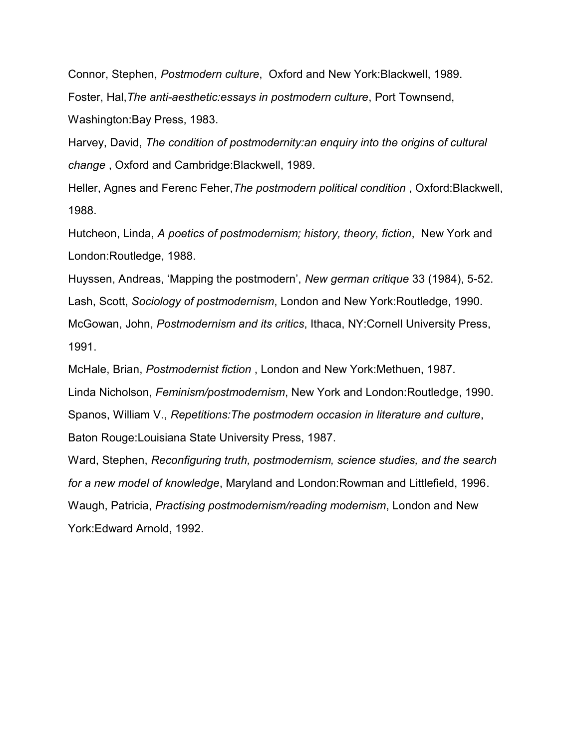Connor, Stephen, *Postmodern culture*,  Oxford and New York:Blackwell, 1989.

Foster, Hal,*The anti-aesthetic:essays in postmodern culture*, Port Townsend, Washington:Bay Press, 1983.

Harvey, David, *The condition of postmodernity:an enquiry into the origins of cultural change* , Oxford and Cambridge:Blackwell, 1989.

Heller, Agnes and Ferenc Feher,*The postmodern political condition* , Oxford:Blackwell, 1988.

Hutcheon, Linda, *A poetics of postmodernism; history, theory, fiction*,  New York and London:Routledge, 1988.

Huyssen, Andreas, 'Mapping the postmodern', *New german critique* 33 (1984), 5-52.

Lash, Scott, *Sociology of postmodernism*, London and New York:Routledge, 1990.

McGowan, John, *Postmodernism and its critics*, Ithaca, NY:Cornell University Press, 1991.

McHale, Brian, *Postmodernist fiction* , London and New York:Methuen, 1987.

Linda Nicholson, *Feminism/postmodernism*, New York and London:Routledge, 1990.

Spanos, William V., *Repetitions:The postmodern occasion in literature and culture*, Baton Rouge:Louisiana State University Press, 1987.

Ward, Stephen, *Reconfiguring truth, postmodernism, science studies, and the search for a new model of knowledge*, Maryland and London:Rowman and Littlefield, 1996.

Waugh, Patricia, *Practising postmodernism/reading modernism*, London and New York:Edward Arnold, 1992.